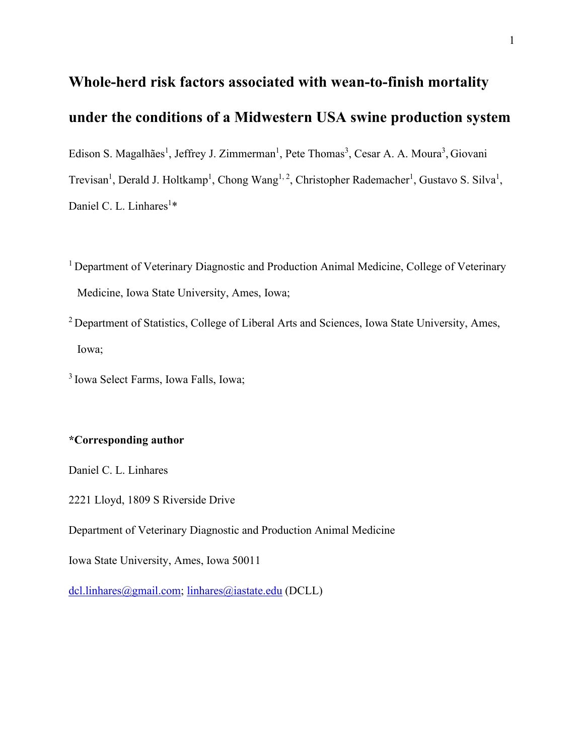# Whole-herd risk factors associated with wean-to-finish mortality under the conditions of a Midwestern USA swine production system

Edison S. Magalhães[1], Jeffrey J. Zimmerman[1], Pete Thomas[3], Cesar A. A. Moura[3], Giovani Trevisan[1], Derald J. Holtkamp[1], Chong Wang[1, 2], Christopher Rademacher[1], Gustavo S. Silva[1], Daniel C. L. Linhares[1]*

[1] Department of Veterinary Diagnostic and Production Animal Medicine, College of Veterinary Medicine, Iowa State University, Ames, Iowa;

[2] Department of Statistics, College of Liberal Arts and Sciences, Iowa State University, Ames, Iowa;

[3] Iowa Select Farms, Iowa Falls, Iowa;

**\*Corresponding author**

Daniel C. L. Linhares

2221 Lloyd, 1809 S Riverside Drive

Department of Veterinary Diagnostic and Production Animal Medicine

Iowa State University, Ames, Iowa 50011

dcl.linhares@gmail.com; linhares@iastate.edu (DCLL)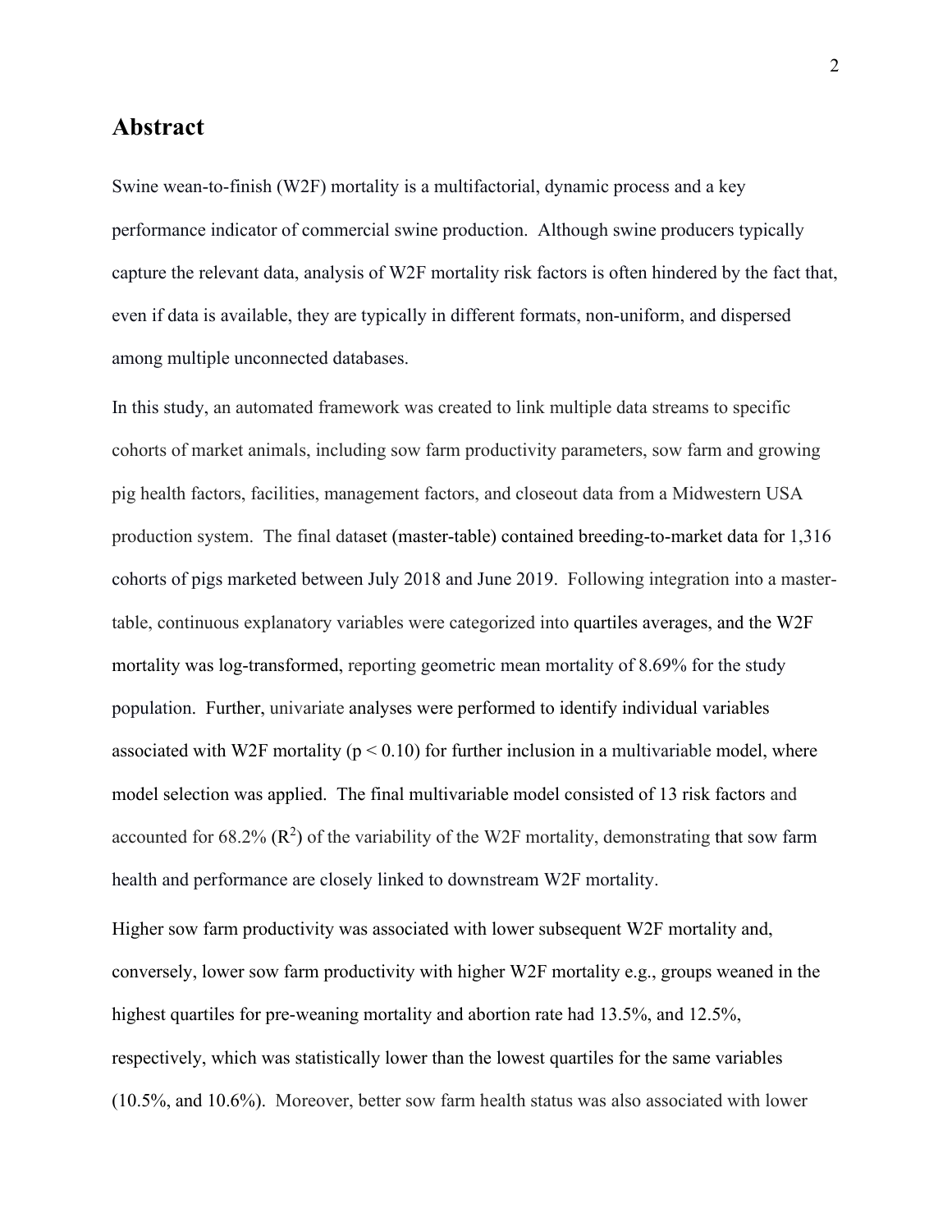# Abstract

Swine wean-to-finish (W2F) mortality is a multifactorial, dynamic process and a key performance indicator of commercial swine production. Although swine producers typically capture the relevant data, analysis of W2F mortality risk factors is often hindered by the fact that, even if data is available, they are typically in different formats, non-uniform, and dispersed among multiple unconnected databases.

In this study, an automated framework was created to link multiple data streams to specific cohorts of market animals, including sow farm productivity parameters, sow farm and growing pig health factors, facilities, management factors, and closeout data from a Midwestern USA production system. The final dataset (master-table) contained breeding-to-market data for 1,316 cohorts of pigs marketed between July 2018 and June 2019. Following integration into a master-table, continuous explanatory variables were categorized into quartiles averages, and the W2F mortality was log-transformed, reporting geometric mean mortality of 8.69% for the study population. Further, univariate analyses were performed to identify individual variables associated with W2F mortality ($p < 0.10$) for further inclusion in a multivariable model, where model selection was applied. The final multivariable model consisted of 13 risk factors and accounted for 68.2% ($R^2$) of the variability of the W2F mortality, demonstrating that sow farm health and performance are closely linked to downstream W2F mortality.

Higher sow farm productivity was associated with lower subsequent W2F mortality and, conversely, lower sow farm productivity with higher W2F mortality e.g., groups weaned in the highest quartiles for pre-weaning mortality and abortion rate had 13.5%, and 12.5%, respectively, which was statistically lower than the lowest quartiles for the same variables (10.5%, and 10.6%). Moreover, better sow farm health status was also associated with lower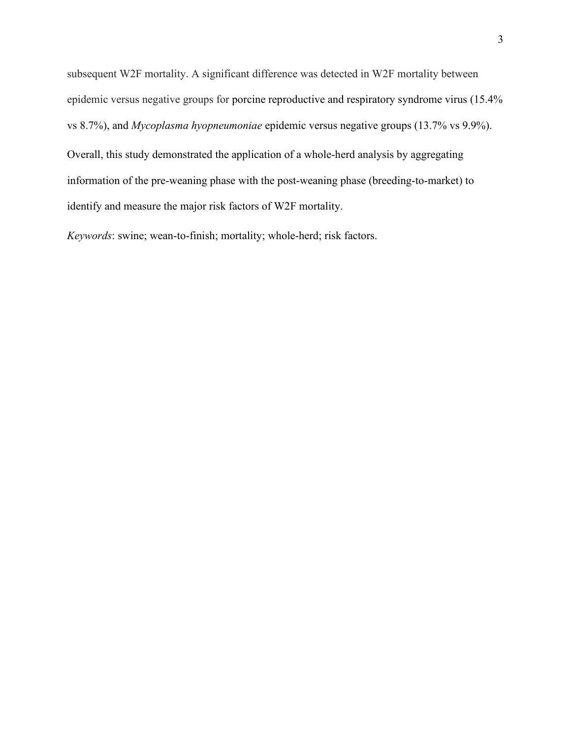subsequent W2F mortality. A significant difference was detected in W2F mortality between epidemic versus negative groups for porcine reproductive and respiratory syndrome virus (15.4% vs 8.7%), and *Mycoplasma hyopneumoniae* epidemic versus negative groups (13.7% vs 9.9%). Overall, this study demonstrated the application of a whole-herd analysis by aggregating information of the pre-weaning phase with the post-weaning phase (breeding-to-market) to identify and measure the major risk factors of W2F mortality.

*Keywords*: swine; wean-to-finish; mortality; whole-herd; risk factors.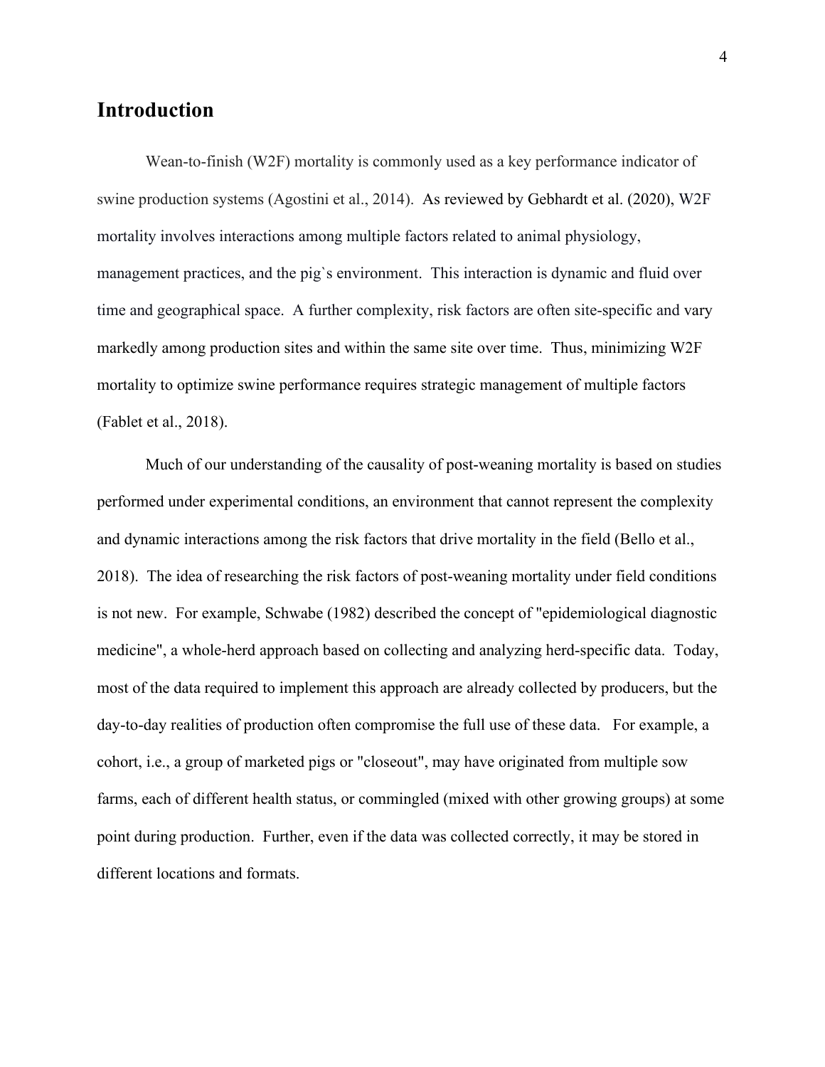## Introduction

Wean-to-finish (W2F) mortality is commonly used as a key performance indicator of swine production systems (Agostini et al., 2014). As reviewed by Gebhardt et al. (2020), W2F mortality involves interactions among multiple factors related to animal physiology, management practices, and the pig`s environment. This interaction is dynamic and fluid over time and geographical space. A further complexity, risk factors are often site-specific and vary markedly among production sites and within the same site over time. Thus, minimizing W2F mortality to optimize swine performance requires strategic management of multiple factors (Fablet et al., 2018).

Much of our understanding of the causality of post-weaning mortality is based on studies performed under experimental conditions, an environment that cannot represent the complexity and dynamic interactions among the risk factors that drive mortality in the field (Bello et al., 2018). The idea of researching the risk factors of post-weaning mortality under field conditions is not new. For example, Schwabe (1982) described the concept of "epidemiological diagnostic medicine", a whole-herd approach based on collecting and analyzing herd-specific data. Today, most of the data required to implement this approach are already collected by producers, but the day-to-day realities of production often compromise the full use of these data. For example, a cohort, i.e., a group of marketed pigs or "closeout", may have originated from multiple sow farms, each of different health status, or commingled (mixed with other growing groups) at some point during production. Further, even if the data was collected correctly, it may be stored in different locations and formats.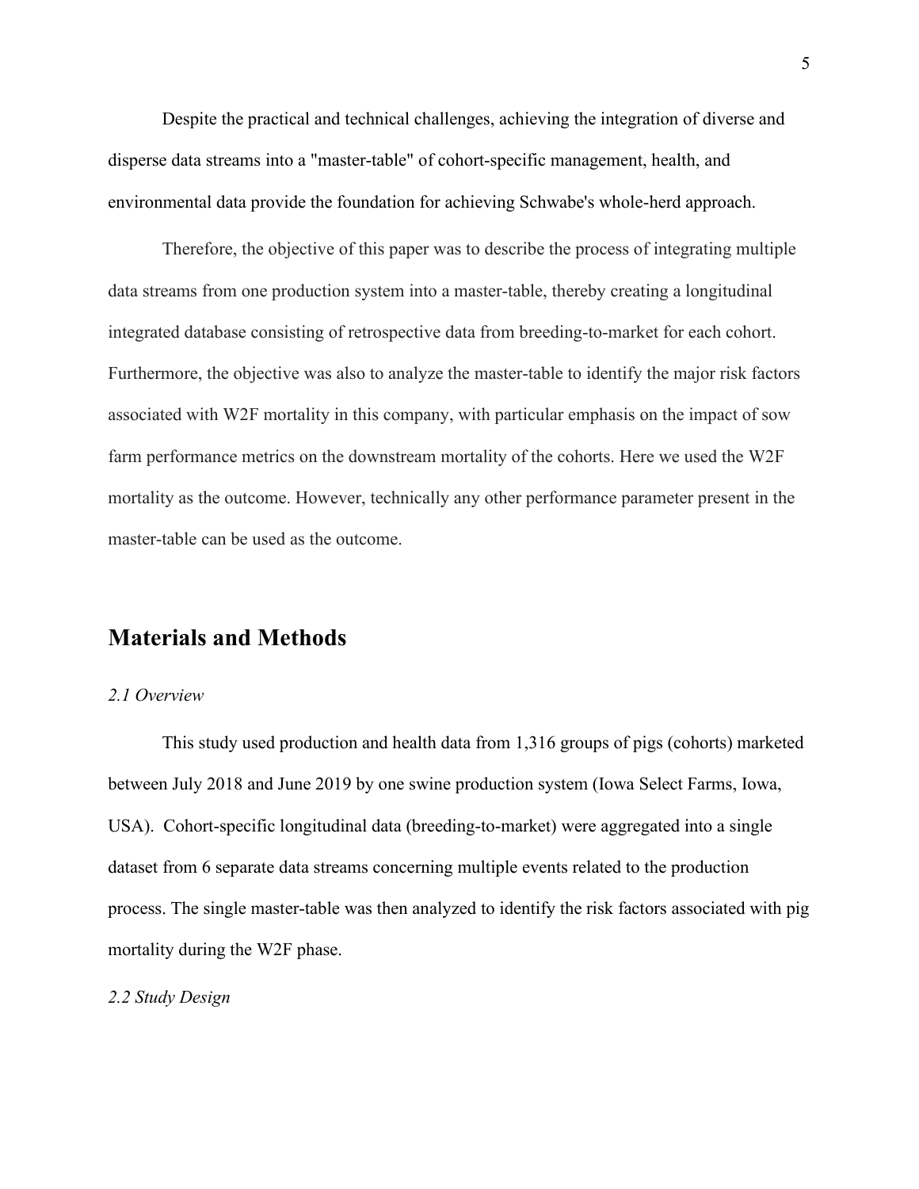Despite the practical and technical challenges, achieving the integration of diverse and disperse data streams into a "master-table" of cohort-specific management, health, and environmental data provide the foundation for achieving Schwabe's whole-herd approach.

Therefore, the objective of this paper was to describe the process of integrating multiple data streams from one production system into a master-table, thereby creating a longitudinal integrated database consisting of retrospective data from breeding-to-market for each cohort. Furthermore, the objective was also to analyze the master-table to identify the major risk factors associated with W2F mortality in this company, with particular emphasis on the impact of sow farm performance metrics on the downstream mortality of the cohorts. Here we used the W2F mortality as the outcome. However, technically any other performance parameter present in the master-table can be used as the outcome.

## Materials and Methods

### *2.1 Overview*

This study used production and health data from 1,316 groups of pigs (cohorts) marketed between July 2018 and June 2019 by one swine production system (Iowa Select Farms, Iowa, USA). Cohort-specific longitudinal data (breeding-to-market) were aggregated into a single dataset from 6 separate data streams concerning multiple events related to the production process. The single master-table was then analyzed to identify the risk factors associated with pig mortality during the W2F phase.

### *2.2 Study Design*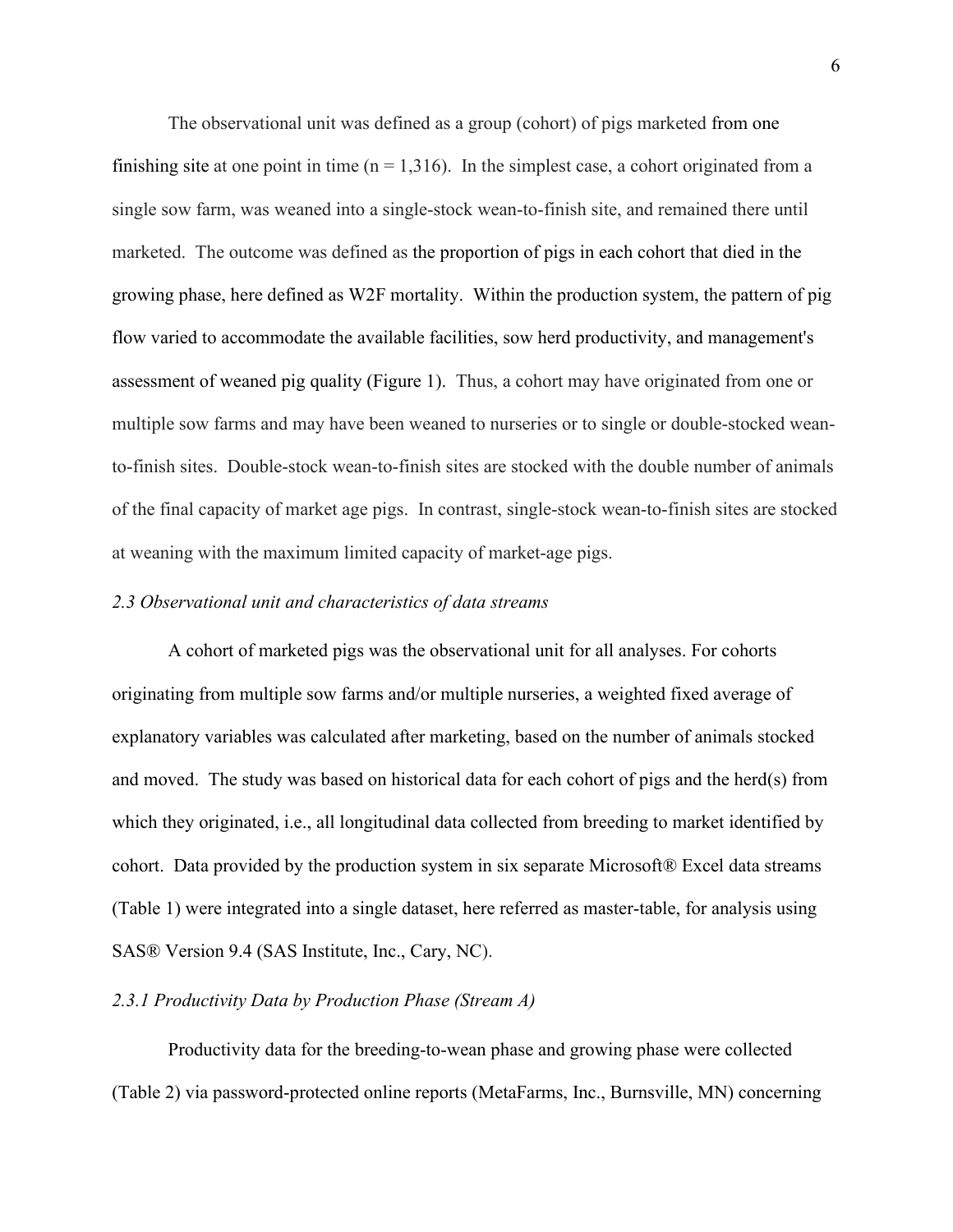The observational unit was defined as a group (cohort) of pigs marketed from one finishing site at one point in time (n = 1,316). In the simplest case, a cohort originated from a single sow farm, was weaned into a single-stock wean-to-finish site, and remained there until marketed. The outcome was defined as the proportion of pigs in each cohort that died in the growing phase, here defined as W2F mortality. Within the production system, the pattern of pig flow varied to accommodate the available facilities, sow herd productivity, and management's assessment of weaned pig quality (Figure 1). Thus, a cohort may have originated from one or multiple sow farms and may have been weaned to nurseries or to single or double-stocked wean-to-finish sites. Double-stock wean-to-finish sites are stocked with the double number of animals of the final capacity of market age pigs. In contrast, single-stock wean-to-finish sites are stocked at weaning with the maximum limited capacity of market-age pigs.

### *2.3 Observational unit and characteristics of data streams*

A cohort of marketed pigs was the observational unit for all analyses. For cohorts originating from multiple sow farms and/or multiple nurseries, a weighted fixed average of explanatory variables was calculated after marketing, based on the number of animals stocked and moved. The study was based on historical data for each cohort of pigs and the herd(s) from which they originated, i.e., all longitudinal data collected from breeding to market identified by cohort. Data provided by the production system in six separate Microsoft® Excel data streams (Table 1) were integrated into a single dataset, here referred as master-table, for analysis using SAS® Version 9.4 (SAS Institute, Inc., Cary, NC).

#### *2.3.1 Productivity Data by Production Phase (Stream A)*

Productivity data for the breeding-to-wean phase and growing phase were collected (Table 2) via password-protected online reports (MetaFarms, Inc., Burnsville, MN) concerning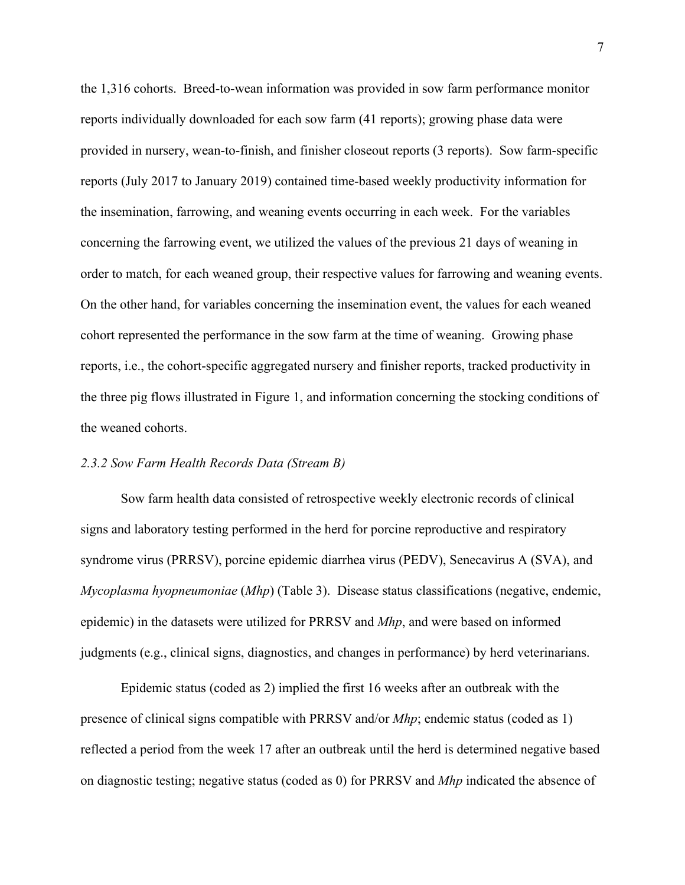the 1,316 cohorts. Breed-to-wean information was provided in sow farm performance monitor reports individually downloaded for each sow farm (41 reports); growing phase data were provided in nursery, wean-to-finish, and finisher closeout reports (3 reports). Sow farm-specific reports (July 2017 to January 2019) contained time-based weekly productivity information for the insemination, farrowing, and weaning events occurring in each week. For the variables concerning the farrowing event, we utilized the values of the previous 21 days of weaning in order to match, for each weaned group, their respective values for farrowing and weaning events. On the other hand, for variables concerning the insemination event, the values for each weaned cohort represented the performance in the sow farm at the time of weaning. Growing phase reports, i.e., the cohort-specific aggregated nursery and finisher reports, tracked productivity in the three pig flows illustrated in Figure 1, and information concerning the stocking conditions of the weaned cohorts.

### *2.3.2 Sow Farm Health Records Data (Stream B)*

Sow farm health data consisted of retrospective weekly electronic records of clinical signs and laboratory testing performed in the herd for porcine reproductive and respiratory syndrome virus (PRRSV), porcine epidemic diarrhea virus (PEDV), Senecavirus A (SVA), and *Mycoplasma hyopneumoniae* (*Mhp*) (Table 3). Disease status classifications (negative, endemic, epidemic) in the datasets were utilized for PRRSV and *Mhp*, and were based on informed judgments (e.g., clinical signs, diagnostics, and changes in performance) by herd veterinarians.

Epidemic status (coded as 2) implied the first 16 weeks after an outbreak with the presence of clinical signs compatible with PRRSV and/or *Mhp*; endemic status (coded as 1) reflected a period from the week 17 after an outbreak until the herd is determined negative based on diagnostic testing; negative status (coded as 0) for PRRSV and *Mhp* indicated the absence of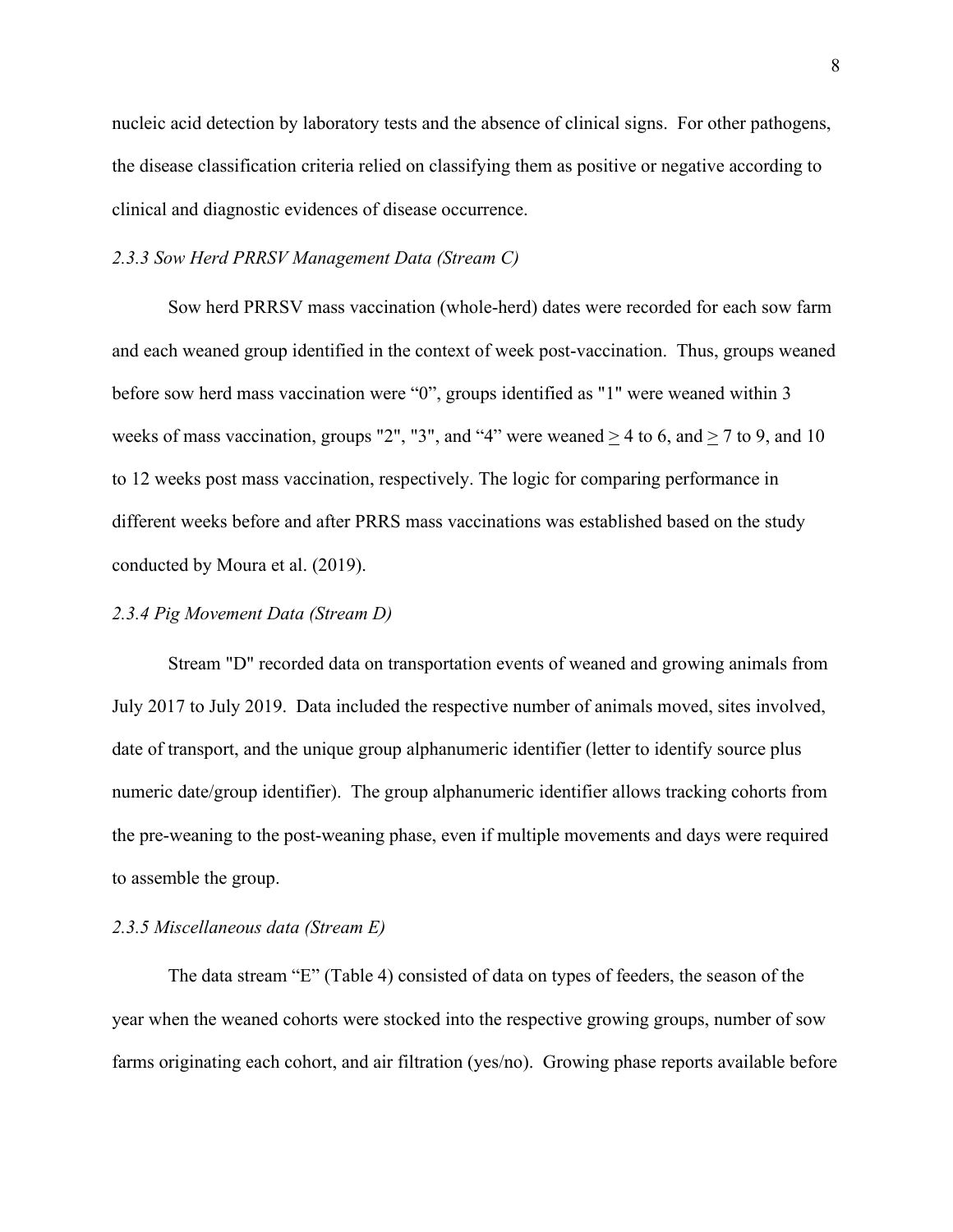nucleic acid detection by laboratory tests and the absence of clinical signs. For other pathogens, the disease classification criteria relied on classifying them as positive or negative according to clinical and diagnostic evidences of disease occurrence.

### *2.3.3 Sow Herd PRRSV Management Data (Stream C)*

Sow herd PRRSV mass vaccination (whole-herd) dates were recorded for each sow farm and each weaned group identified in the context of week post-vaccination. Thus, groups weaned before sow herd mass vaccination were "0", groups identified as "1" were weaned within 3 weeks of mass vaccination, groups "2", "3", and "4" were weaned $\geq$ 4 to 6, and $\geq$ 7 to 9, and 10 to 12 weeks post mass vaccination, respectively. The logic for comparing performance in different weeks before and after PRRS mass vaccinations was established based on the study conducted by Moura et al. (2019).

### *2.3.4 Pig Movement Data (Stream D)*

Stream "D" recorded data on transportation events of weaned and growing animals from July 2017 to July 2019. Data included the respective number of animals moved, sites involved, date of transport, and the unique group alphanumeric identifier (letter to identify source plus numeric date/group identifier). The group alphanumeric identifier allows tracking cohorts from the pre-weaning to the post-weaning phase, even if multiple movements and days were required to assemble the group.

### *2.3.5 Miscellaneous data (Stream E)*

The data stream "E" (Table 4) consisted of data on types of feeders, the season of the year when the weaned cohorts were stocked into the respective growing groups, number of sow farms originating each cohort, and air filtration (yes/no). Growing phase reports available before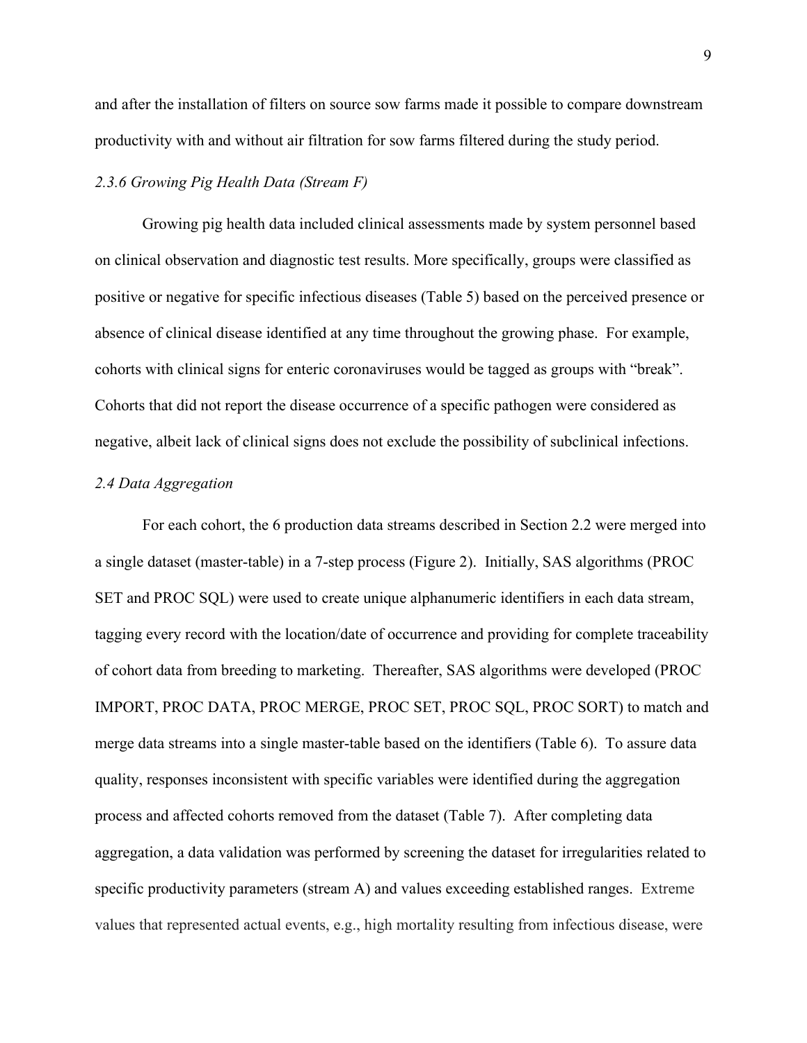and after the installation of filters on source sow farms made it possible to compare downstream productivity with and without air filtration for sow farms filtered during the study period.

### *2.3.6 Growing Pig Health Data (Stream F)*

Growing pig health data included clinical assessments made by system personnel based on clinical observation and diagnostic test results. More specifically, groups were classified as positive or negative for specific infectious diseases (Table 5) based on the perceived presence or absence of clinical disease identified at any time throughout the growing phase. For example, cohorts with clinical signs for enteric coronaviruses would be tagged as groups with "break". Cohorts that did not report the disease occurrence of a specific pathogen were considered as negative, albeit lack of clinical signs does not exclude the possibility of subclinical infections.

## *2.4 Data Aggregation*

For each cohort, the 6 production data streams described in Section 2.2 were merged into a single dataset (master-table) in a 7-step process (Figure 2). Initially, SAS algorithms (PROC SET and PROC SQL) were used to create unique alphanumeric identifiers in each data stream, tagging every record with the location/date of occurrence and providing for complete traceability of cohort data from breeding to marketing. Thereafter, SAS algorithms were developed (PROC IMPORT, PROC DATA, PROC MERGE, PROC SET, PROC SQL, PROC SORT) to match and merge data streams into a single master-table based on the identifiers (Table 6). To assure data quality, responses inconsistent with specific variables were identified during the aggregation process and affected cohorts removed from the dataset (Table 7). After completing data aggregation, a data validation was performed by screening the dataset for irregularities related to specific productivity parameters (stream A) and values exceeding established ranges. Extreme values that represented actual events, e.g., high mortality resulting from infectious disease, were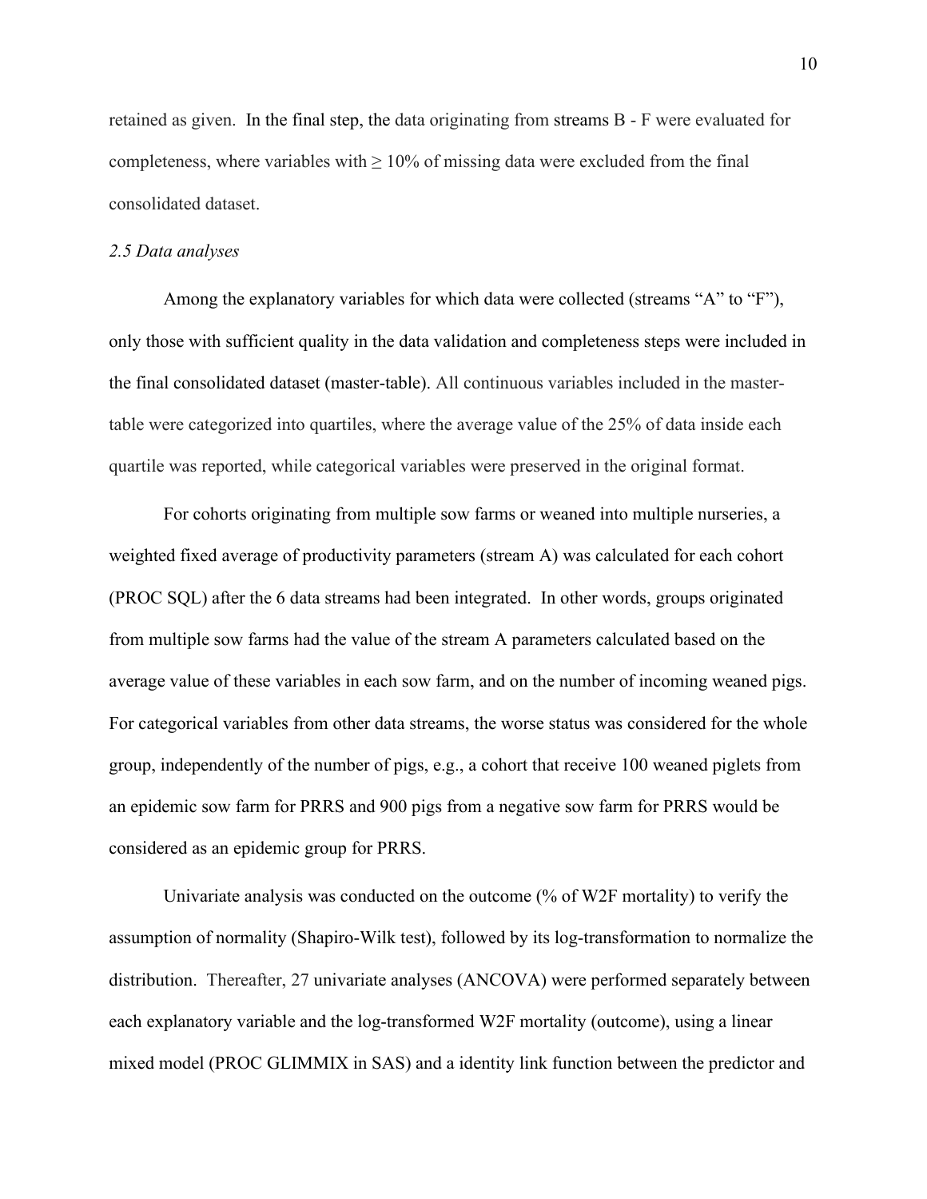retained as given. In the final step, the data originating from streams B - F were evaluated for completeness, where variables with ≥ 10% of missing data were excluded from the final consolidated dataset.

### *2.5 Data analyses*

Among the explanatory variables for which data were collected (streams "A" to "F"), only those with sufficient quality in the data validation and completeness steps were included in the final consolidated dataset (master-table). All continuous variables included in the master-table were categorized into quartiles, where the average value of the 25% of data inside each quartile was reported, while categorical variables were preserved in the original format.

For cohorts originating from multiple sow farms or weaned into multiple nurseries, a weighted fixed average of productivity parameters (stream A) was calculated for each cohort (PROC SQL) after the 6 data streams had been integrated. In other words, groups originated from multiple sow farms had the value of the stream A parameters calculated based on the average value of these variables in each sow farm, and on the number of incoming weaned pigs. For categorical variables from other data streams, the worse status was considered for the whole group, independently of the number of pigs, e.g., a cohort that receive 100 weaned piglets from an epidemic sow farm for PRRS and 900 pigs from a negative sow farm for PRRS would be considered as an epidemic group for PRRS.

Univariate analysis was conducted on the outcome (% of W2F mortality) to verify the assumption of normality (Shapiro-Wilk test), followed by its log-transformation to normalize the distribution. Thereafter, 27 univariate analyses (ANCOVA) were performed separately between each explanatory variable and the log-transformed W2F mortality (outcome), using a linear mixed model (PROC GLIMMIX in SAS) and a identity link function between the predictor and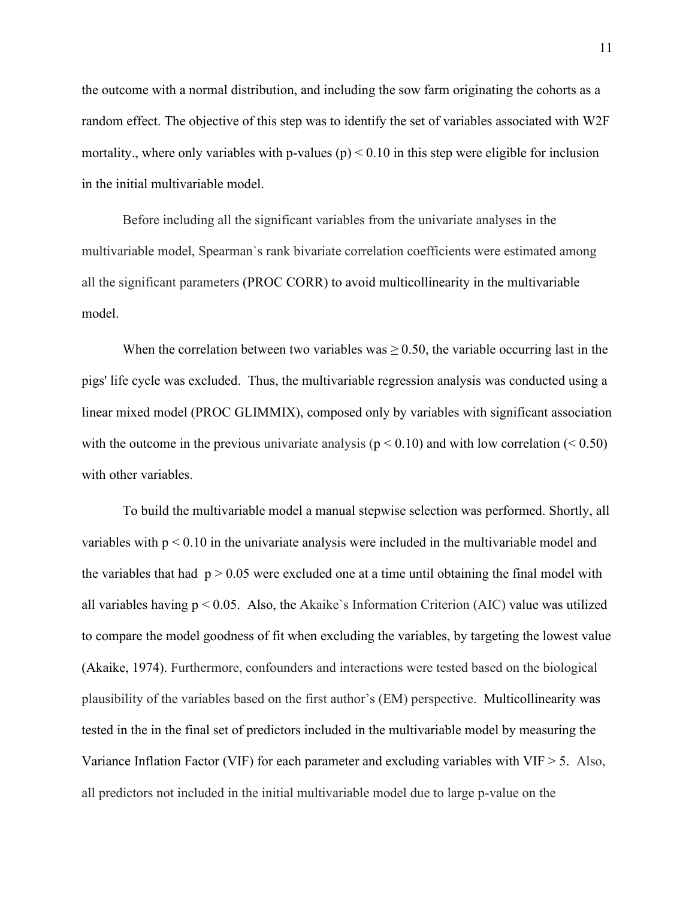the outcome with a normal distribution, and including the sow farm originating the cohorts as a random effect. The objective of this step was to identify the set of variables associated with W2F mortality., where only variables with p-values (p) $< 0.10$ in this step were eligible for inclusion in the initial multivariable model.

Before including all the significant variables from the univariate analyses in the multivariable model, Spearman`s rank bivariate correlation coefficients were estimated among all the significant parameters (PROC CORR) to avoid multicollinearity in the multivariable model.

When the correlation between two variables was $\geq 0.50$, the variable occurring last in the pigs' life cycle was excluded. Thus, the multivariable regression analysis was conducted using a linear mixed model (PROC GLIMMIX), composed only by variables with significant association with the outcome in the previous univariate analysis ($p < 0.10$) and with low correlation ($< 0.50$) with other variables.

To build the multivariable model a manual stepwise selection was performed. Shortly, all variables with $p < 0.10$ in the univariate analysis were included in the multivariable model and the variables that had $p > 0.05$ were excluded one at a time until obtaining the final model with all variables having $p < 0.05$. Also, the Akaike`s Information Criterion (AIC) value was utilized to compare the model goodness of fit when excluding the variables, by targeting the lowest value (Akaike, 1974). Furthermore, confounders and interactions were tested based on the biological plausibility of the variables based on the first author's (EM) perspective. Multicollinearity was tested in the in the final set of predictors included in the multivariable model by measuring the Variance Inflation Factor (VIF) for each parameter and excluding variables with VIF $> 5$. Also, all predictors not included in the initial multivariable model due to large p-value on the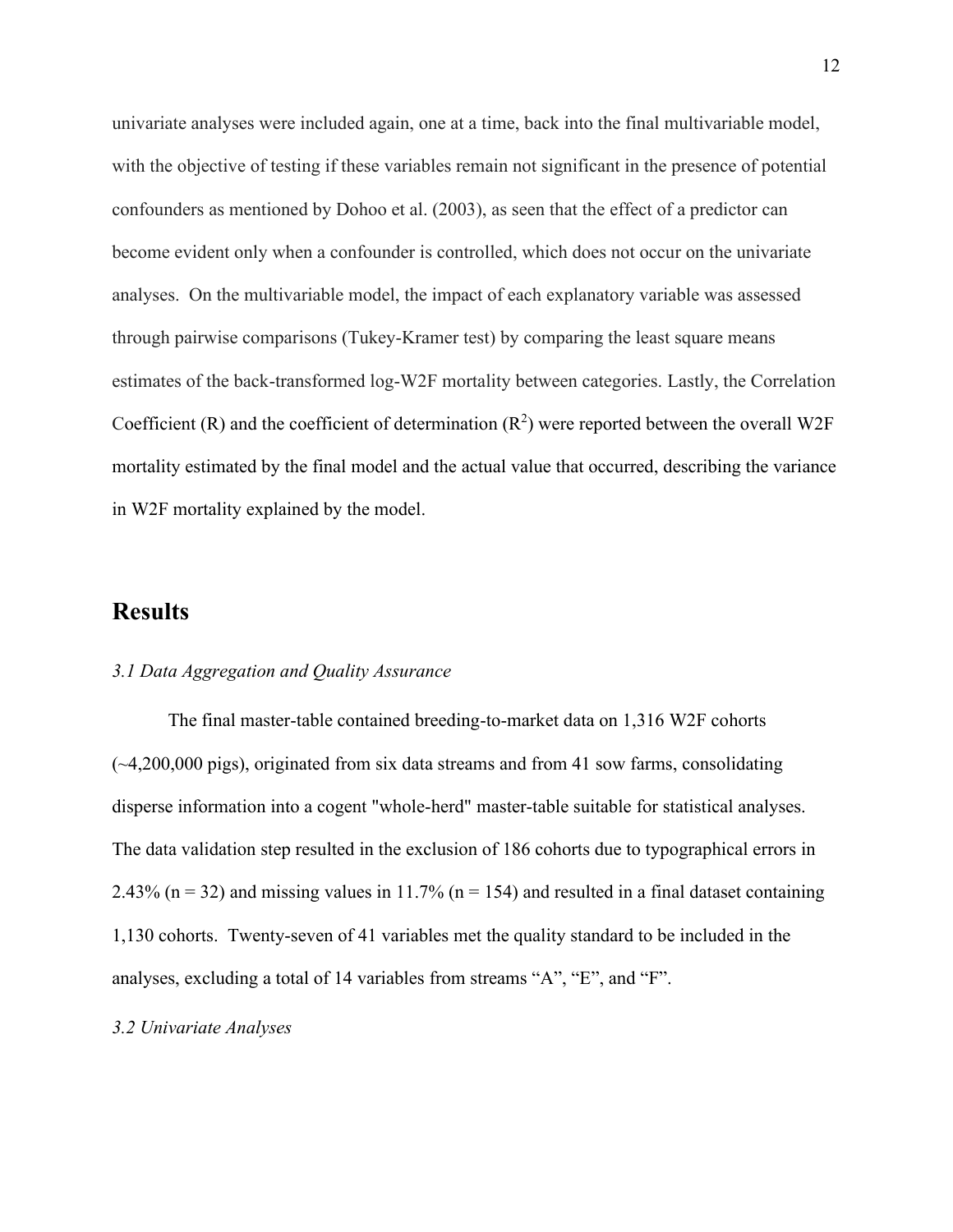univariate analyses were included again, one at a time, back into the final multivariable model, with the objective of testing if these variables remain not significant in the presence of potential confounders as mentioned by Dohoo et al. (2003), as seen that the effect of a predictor can become evident only when a confounder is controlled, which does not occur on the univariate analyses. On the multivariable model, the impact of each explanatory variable was assessed through pairwise comparisons (Tukey-Kramer test) by comparing the least square means estimates of the back-transformed log-W2F mortality between categories. Lastly, the Correlation Coefficient (R) and the coefficient of determination ($R^2$) were reported between the overall W2F mortality estimated by the final model and the actual value that occurred, describing the variance in W2F mortality explained by the model.

## Results

### *3.1 Data Aggregation and Quality Assurance*

The final master-table contained breeding-to-market data on 1,316 W2F cohorts (~4,200,000 pigs), originated from six data streams and from 41 sow farms, consolidating disperse information into a cogent "whole-herd" master-table suitable for statistical analyses. The data validation step resulted in the exclusion of 186 cohorts due to typographical errors in 2.43% (n = 32) and missing values in 11.7% (n = 154) and resulted in a final dataset containing 1,130 cohorts. Twenty-seven of 41 variables met the quality standard to be included in the analyses, excluding a total of 14 variables from streams “A”, “E”, and “F”.

### *3.2 Univariate Analyses*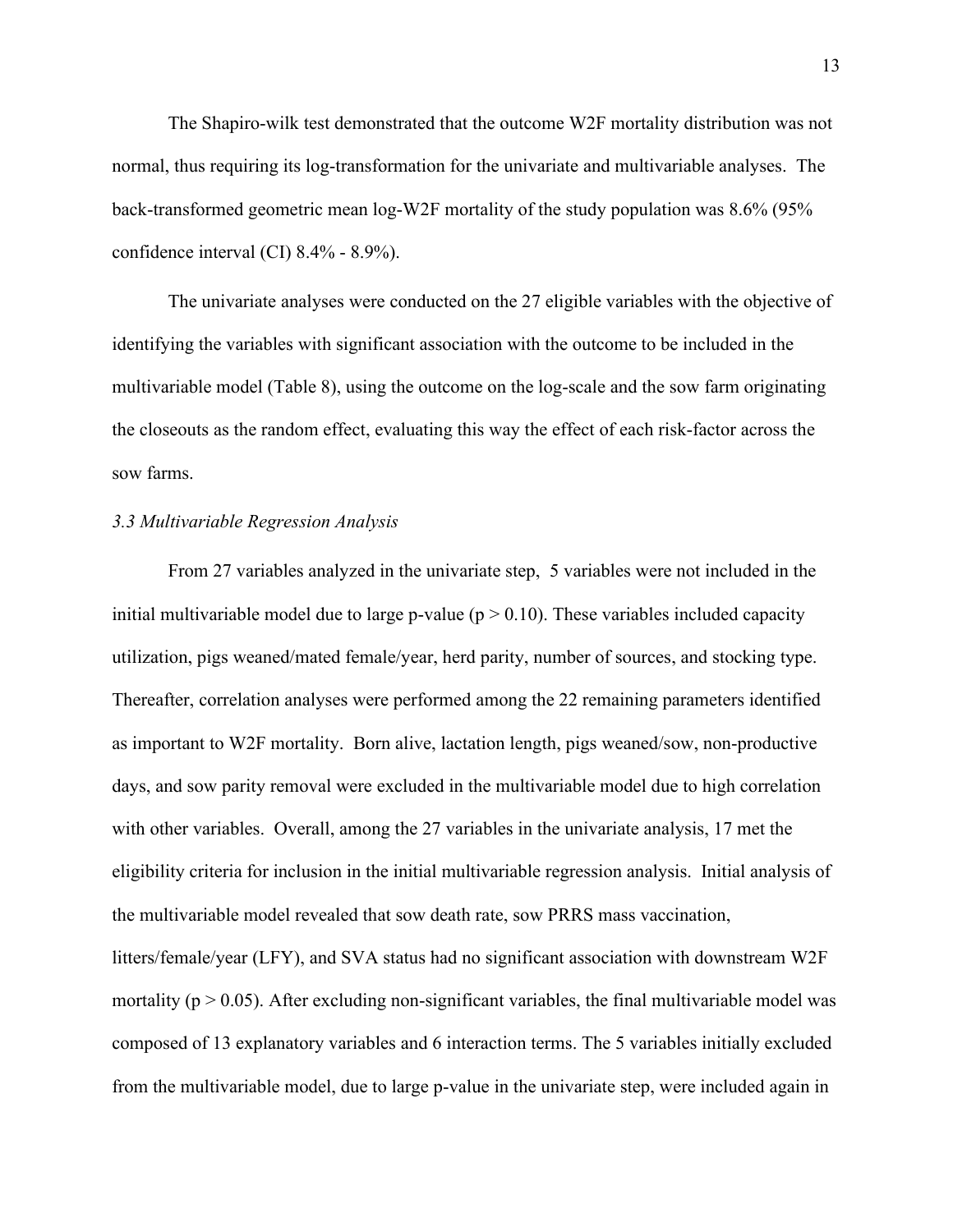The Shapiro-wilk test demonstrated that the outcome W2F mortality distribution was not normal, thus requiring its log-transformation for the univariate and multivariable analyses. The back-transformed geometric mean log-W2F mortality of the study population was 8.6% (95% confidence interval (CI) 8.4% - 8.9%).

The univariate analyses were conducted on the 27 eligible variables with the objective of identifying the variables with significant association with the outcome to be included in the multivariable model (Table 8), using the outcome on the log-scale and the sow farm originating the closeouts as the random effect, evaluating this way the effect of each risk-factor across the sow farms.

*3.3 Multivariable Regression Analysis*

From 27 variables analyzed in the univariate step, 5 variables were not included in the initial multivariable model due to large p-value ($p > 0.10$). These variables included capacity utilization, pigs weaned/mated female/year, herd parity, number of sources, and stocking type. Thereafter, correlation analyses were performed among the 22 remaining parameters identified as important to W2F mortality. Born alive, lactation length, pigs weaned/sow, non-productive days, and sow parity removal were excluded in the multivariable model due to high correlation with other variables. Overall, among the 27 variables in the univariate analysis, 17 met the eligibility criteria for inclusion in the initial multivariable regression analysis. Initial analysis of the multivariable model revealed that sow death rate, sow PRRS mass vaccination, litters/female/year (LFY), and SVA status had no significant association with downstream W2F mortality ($p > 0.05$). After excluding non-significant variables, the final multivariable model was composed of 13 explanatory variables and 6 interaction terms. The 5 variables initially excluded from the multivariable model, due to large p-value in the univariate step, were included again in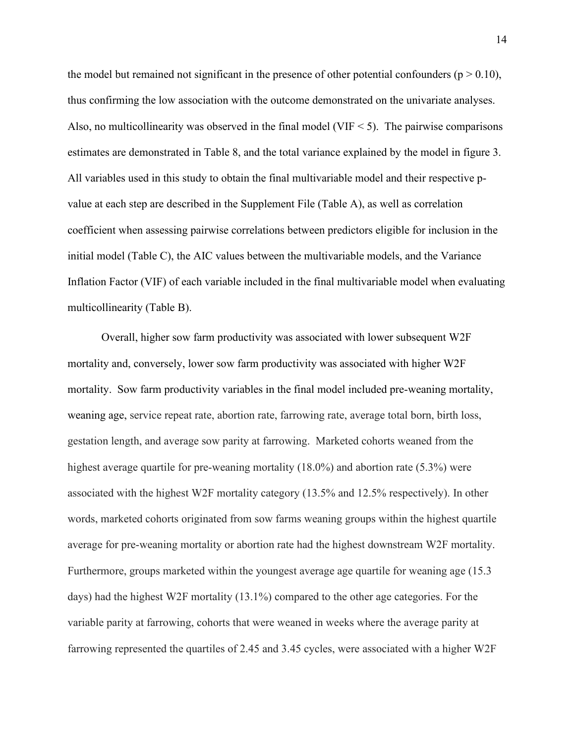the model but remained not significant in the presence of other potential confounders ($p > 0.10$), thus confirming the low association with the outcome demonstrated on the univariate analyses. Also, no multicollinearity was observed in the final model (VIF < 5). The pairwise comparisons estimates are demonstrated in Table 8, and the total variance explained by the model in figure 3. All variables used in this study to obtain the final multivariable model and their respective p-value at each step are described in the Supplement File (Table A), as well as correlation coefficient when assessing pairwise correlations between predictors eligible for inclusion in the initial model (Table C), the AIC values between the multivariable models, and the Variance Inflation Factor (VIF) of each variable included in the final multivariable model when evaluating multicollinearity (Table B).

Overall, higher sow farm productivity was associated with lower subsequent W2F mortality and, conversely, lower sow farm productivity was associated with higher W2F mortality. Sow farm productivity variables in the final model included pre-weaning mortality, weaning age, service repeat rate, abortion rate, farrowing rate, average total born, birth loss, gestation length, and average sow parity at farrowing. Marketed cohorts weaned from the highest average quartile for pre-weaning mortality (18.0%) and abortion rate (5.3%) were associated with the highest W2F mortality category (13.5% and 12.5% respectively). In other words, marketed cohorts originated from sow farms weaning groups within the highest quartile average for pre-weaning mortality or abortion rate had the highest downstream W2F mortality. Furthermore, groups marketed within the youngest average age quartile for weaning age (15.3 days) had the highest W2F mortality (13.1%) compared to the other age categories. For the variable parity at farrowing, cohorts that were weaned in weeks where the average parity at farrowing represented the quartiles of 2.45 and 3.45 cycles, were associated with a higher W2F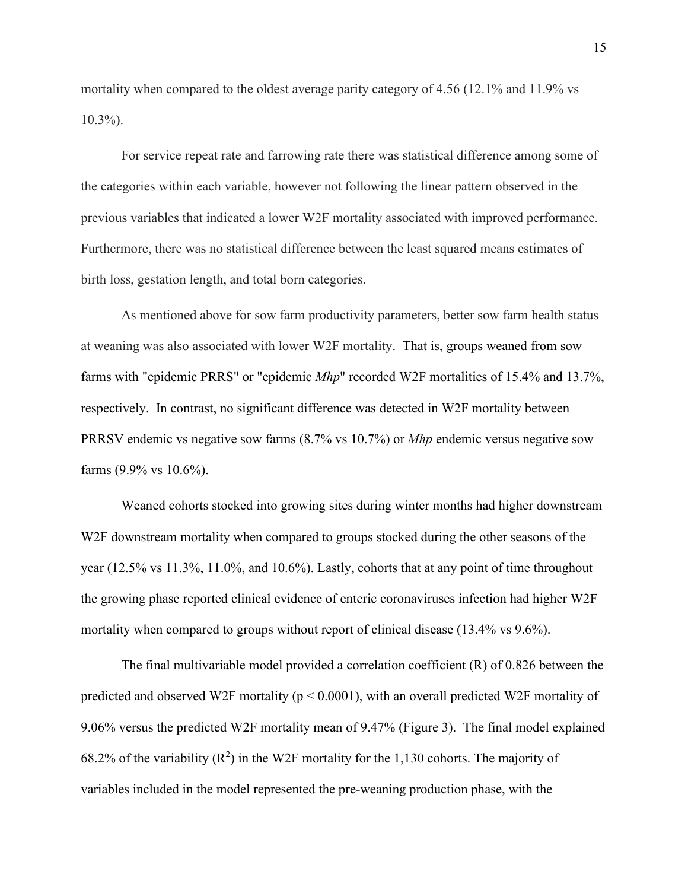mortality when compared to the oldest average parity category of 4.56 (12.1% and 11.9% vs 10.3%).

For service repeat rate and farrowing rate there was statistical difference among some of the categories within each variable, however not following the linear pattern observed in the previous variables that indicated a lower W2F mortality associated with improved performance. Furthermore, there was no statistical difference between the least squared means estimates of birth loss, gestation length, and total born categories.

As mentioned above for sow farm productivity parameters, better sow farm health status at weaning was also associated with lower W2F mortality. That is, groups weaned from sow farms with "epidemic PRRS" or "epidemic *Mhp*" recorded W2F mortalities of 15.4% and 13.7%, respectively. In contrast, no significant difference was detected in W2F mortality between PRRSV endemic vs negative sow farms (8.7% vs 10.7%) or *Mhp* endemic versus negative sow farms (9.9% vs 10.6%).

Weaned cohorts stocked into growing sites during winter months had higher downstream W2F downstream mortality when compared to groups stocked during the other seasons of the year (12.5% vs 11.3%, 11.0%, and 10.6%). Lastly, cohorts that at any point of time throughout the growing phase reported clinical evidence of enteric coronaviruses infection had higher W2F mortality when compared to groups without report of clinical disease (13.4% vs 9.6%).

The final multivariable model provided a correlation coefficient (R) of 0.826 between the predicted and observed W2F mortality ($p < 0.0001$), with an overall predicted W2F mortality of 9.06% versus the predicted W2F mortality mean of 9.47% (Figure 3). The final model explained 68.2% of the variability ($R^2$) in the W2F mortality for the 1,130 cohorts. The majority of variables included in the model represented the pre-weaning production phase, with the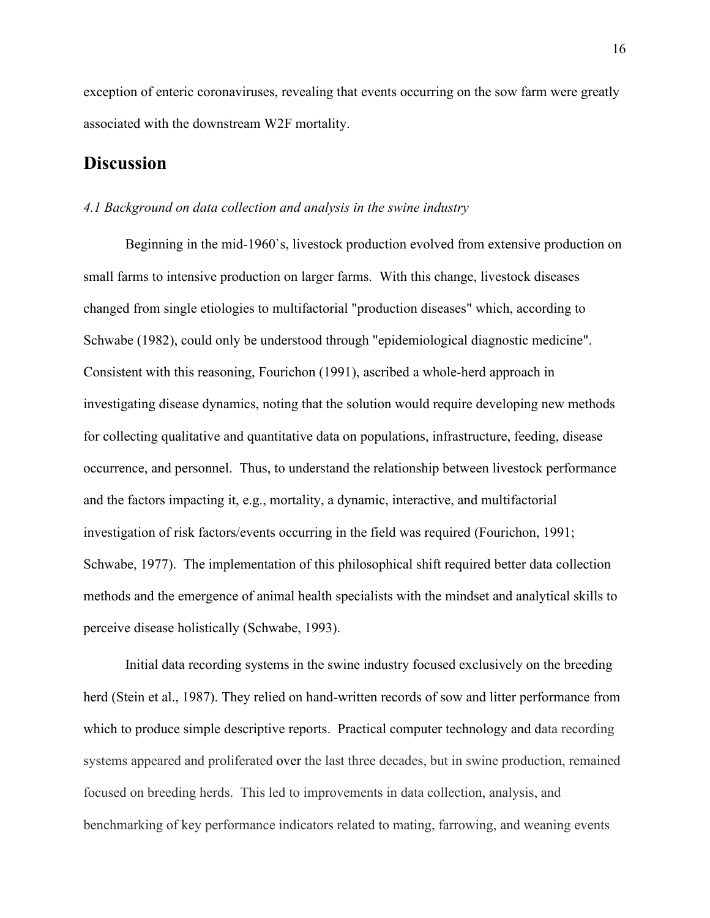exception of enteric coronaviruses, revealing that events occurring on the sow farm were greatly associated with the downstream W2F mortality.

## Discussion

### *4.1 Background on data collection and analysis in the swine industry*

Beginning in the mid-1960`s, livestock production evolved from extensive production on small farms to intensive production on larger farms. With this change, livestock diseases changed from single etiologies to multifactorial "production diseases" which, according to Schwabe (1982), could only be understood through "epidemiological diagnostic medicine". Consistent with this reasoning, Fourichon (1991), ascribed a whole-herd approach in investigating disease dynamics, noting that the solution would require developing new methods for collecting qualitative and quantitative data on populations, infrastructure, feeding, disease occurrence, and personnel. Thus, to understand the relationship between livestock performance and the factors impacting it, e.g., mortality, a dynamic, interactive, and multifactorial investigation of risk factors/events occurring in the field was required (Fourichon, 1991; Schwabe, 1977). The implementation of this philosophical shift required better data collection methods and the emergence of animal health specialists with the mindset and analytical skills to perceive disease holistically (Schwabe, 1993).

Initial data recording systems in the swine industry focused exclusively on the breeding herd (Stein et al., 1987). They relied on hand-written records of sow and litter performance from which to produce simple descriptive reports. Practical computer technology and data recording systems appeared and proliferated over the last three decades, but in swine production, remained focused on breeding herds. This led to improvements in data collection, analysis, and benchmarking of key performance indicators related to mating, farrowing, and weaning events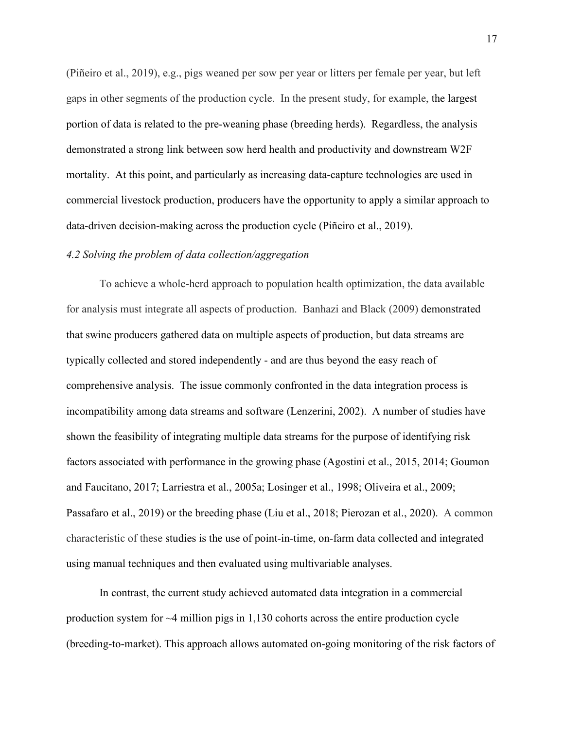(Piñeiro et al., 2019), e.g., pigs weaned per sow per year or litters per female per year, but left gaps in other segments of the production cycle. In the present study, for example, the largest portion of data is related to the pre-weaning phase (breeding herds). Regardless, the analysis demonstrated a strong link between sow herd health and productivity and downstream W2F mortality. At this point, and particularly as increasing data-capture technologies are used in commercial livestock production, producers have the opportunity to apply a similar approach to data-driven decision-making across the production cycle (Piñeiro et al., 2019).

*4.2 Solving the problem of data collection/aggregation*

To achieve a whole-herd approach to population health optimization, the data available for analysis must integrate all aspects of production. Banhazi and Black (2009) demonstrated that swine producers gathered data on multiple aspects of production, but data streams are typically collected and stored independently - and are thus beyond the easy reach of comprehensive analysis. The issue commonly confronted in the data integration process is incompatibility among data streams and software (Lenzerini, 2002). A number of studies have shown the feasibility of integrating multiple data streams for the purpose of identifying risk factors associated with performance in the growing phase (Agostini et al., 2015, 2014; Goumon and Faucitano, 2017; Larriestra et al., 2005a; Losinger et al., 1998; Oliveira et al., 2009; Passafaro et al., 2019) or the breeding phase (Liu et al., 2018; Pierozan et al., 2020). A common characteristic of these studies is the use of point-in-time, on-farm data collected and integrated using manual techniques and then evaluated using multivariable analyses.

In contrast, the current study achieved automated data integration in a commercial production system for ~4 million pigs in 1,130 cohorts across the entire production cycle (breeding-to-market). This approach allows automated on-going monitoring of the risk factors of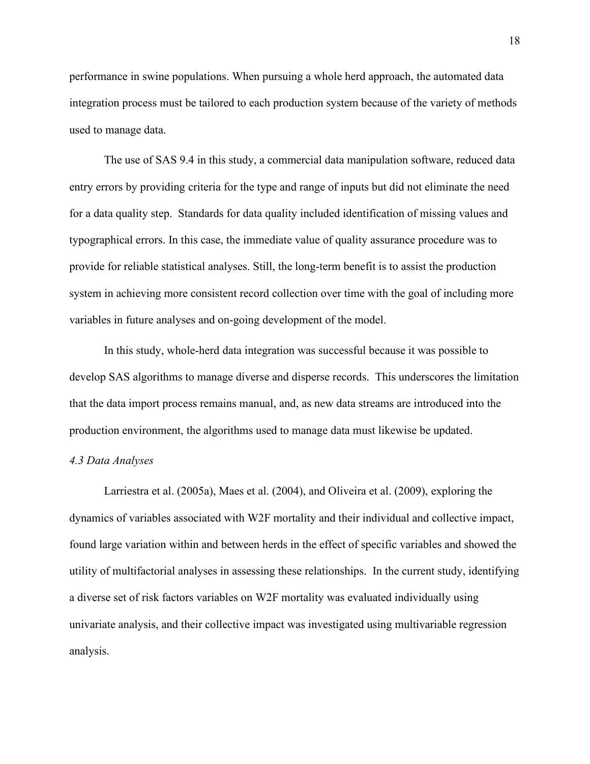performance in swine populations. When pursuing a whole herd approach, the automated data integration process must be tailored to each production system because of the variety of methods used to manage data.

The use of SAS 9.4 in this study, a commercial data manipulation software, reduced data entry errors by providing criteria for the type and range of inputs but did not eliminate the need for a data quality step. Standards for data quality included identification of missing values and typographical errors. In this case, the immediate value of quality assurance procedure was to provide for reliable statistical analyses. Still, the long-term benefit is to assist the production system in achieving more consistent record collection over time with the goal of including more variables in future analyses and on-going development of the model.

In this study, whole-herd data integration was successful because it was possible to develop SAS algorithms to manage diverse and disperse records. This underscores the limitation that the data import process remains manual, and, as new data streams are introduced into the production environment, the algorithms used to manage data must likewise be updated.

*4.3 Data Analyses*

Larriestra et al. (2005a), Maes et al. (2004), and Oliveira et al. (2009), exploring the dynamics of variables associated with W2F mortality and their individual and collective impact, found large variation within and between herds in the effect of specific variables and showed the utility of multifactorial analyses in assessing these relationships. In the current study, identifying a diverse set of risk factors variables on W2F mortality was evaluated individually using univariate analysis, and their collective impact was investigated using multivariable regression analysis.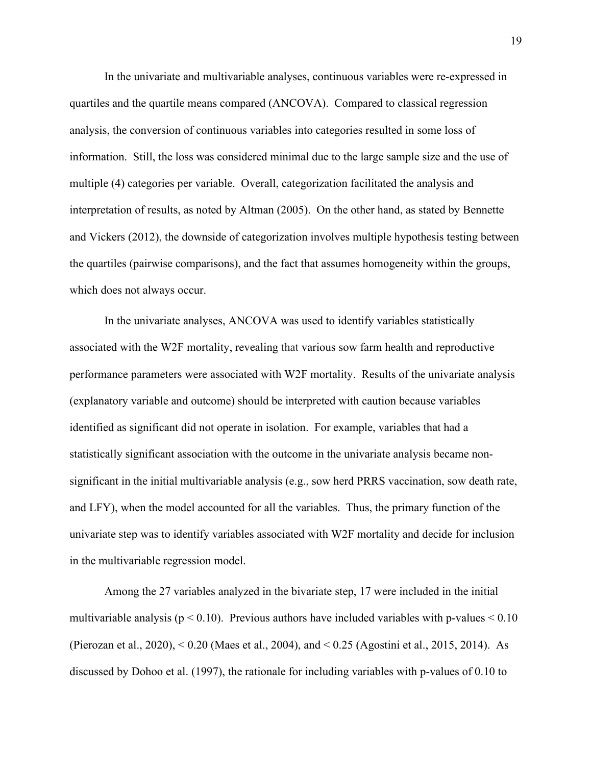In the univariate and multivariable analyses, continuous variables were re-expressed in quartiles and the quartile means compared (ANCOVA). Compared to classical regression analysis, the conversion of continuous variables into categories resulted in some loss of information. Still, the loss was considered minimal due to the large sample size and the use of multiple (4) categories per variable. Overall, categorization facilitated the analysis and interpretation of results, as noted by Altman (2005). On the other hand, as stated by Bennette and Vickers (2012), the downside of categorization involves multiple hypothesis testing between the quartiles (pairwise comparisons), and the fact that assumes homogeneity within the groups, which does not always occur.

In the univariate analyses, ANCOVA was used to identify variables statistically associated with the W2F mortality, revealing that various sow farm health and reproductive performance parameters were associated with W2F mortality. Results of the univariate analysis (explanatory variable and outcome) should be interpreted with caution because variables identified as significant did not operate in isolation. For example, variables that had a statistically significant association with the outcome in the univariate analysis became non-significant in the initial multivariable analysis (e.g., sow herd PRRS vaccination, sow death rate, and LFY), when the model accounted for all the variables. Thus, the primary function of the univariate step was to identify variables associated with W2F mortality and decide for inclusion in the multivariable regression model.

Among the 27 variables analyzed in the bivariate step, 17 were included in the initial multivariable analysis ($p < 0.10$). Previous authors have included variables with p-values < 0.10 (Pierozan et al., 2020), < 0.20 (Maes et al., 2004), and < 0.25 (Agostini et al., 2015, 2014). As discussed by Dohoo et al. (1997), the rationale for including variables with p-values of 0.10 to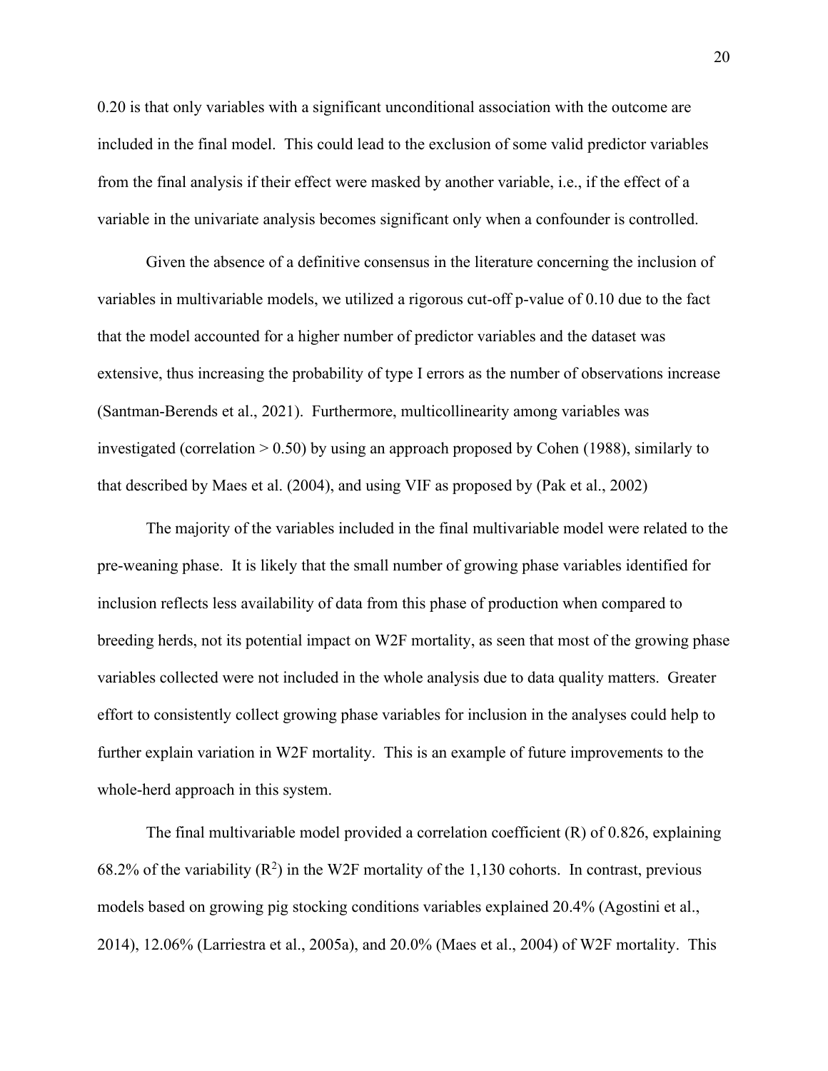0.20 is that only variables with a significant unconditional association with the outcome are included in the final model. This could lead to the exclusion of some valid predictor variables from the final analysis if their effect were masked by another variable, i.e., if the effect of a variable in the univariate analysis becomes significant only when a confounder is controlled.

Given the absence of a definitive consensus in the literature concerning the inclusion of variables in multivariable models, we utilized a rigorous cut-off p-value of 0.10 due to the fact that the model accounted for a higher number of predictor variables and the dataset was extensive, thus increasing the probability of type I errors as the number of observations increase (Santman-Berends et al., 2021). Furthermore, multicollinearity among variables was investigated (correlation > 0.50) by using an approach proposed by Cohen (1988), similarly to that described by Maes et al. (2004), and using VIF as proposed by (Pak et al., 2002)

The majority of the variables included in the final multivariable model were related to the pre-weaning phase. It is likely that the small number of growing phase variables identified for inclusion reflects less availability of data from this phase of production when compared to breeding herds, not its potential impact on W2F mortality, as seen that most of the growing phase variables collected were not included in the whole analysis due to data quality matters. Greater effort to consistently collect growing phase variables for inclusion in the analyses could help to further explain variation in W2F mortality. This is an example of future improvements to the whole-herd approach in this system.

The final multivariable model provided a correlation coefficient (R) of 0.826, explaining 68.2% of the variability ($R^2$) in the W2F mortality of the 1,130 cohorts. In contrast, previous models based on growing pig stocking conditions variables explained 20.4% (Agostini et al., 2014), 12.06% (Larriestra et al., 2005a), and 20.0% (Maes et al., 2004) of W2F mortality. This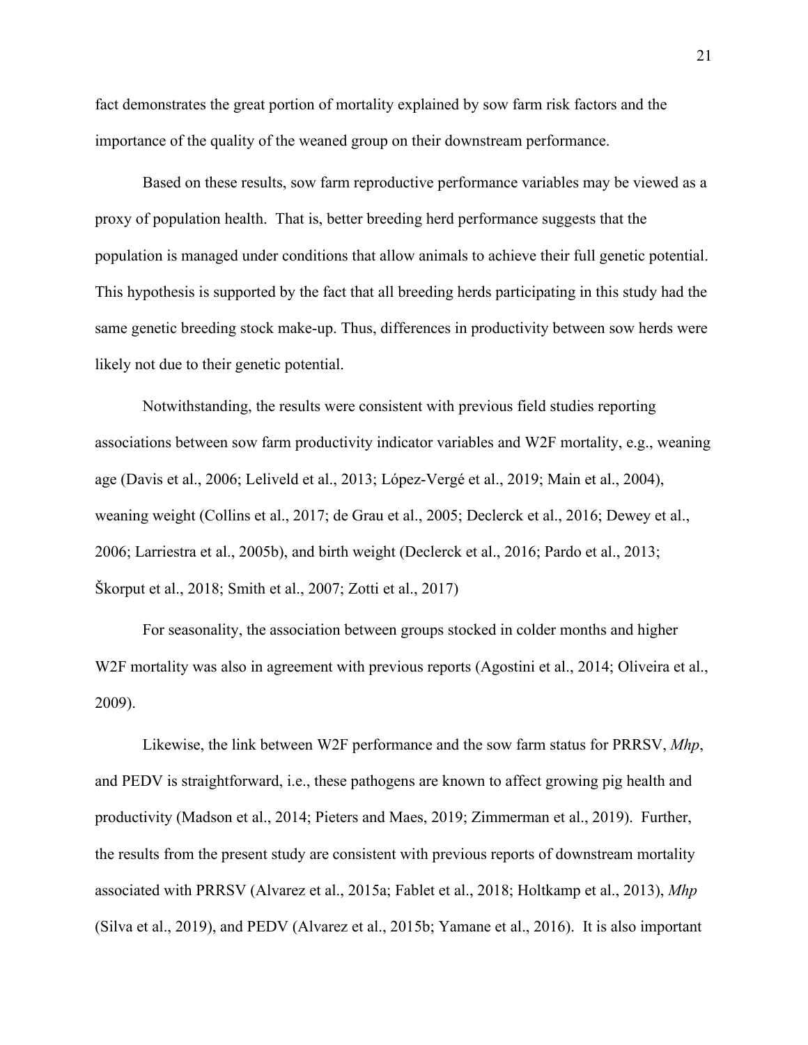fact demonstrates the great portion of mortality explained by sow farm risk factors and the importance of the quality of the weaned group on their downstream performance.

Based on these results, sow farm reproductive performance variables may be viewed as a proxy of population health. That is, better breeding herd performance suggests that the population is managed under conditions that allow animals to achieve their full genetic potential. This hypothesis is supported by the fact that all breeding herds participating in this study had the same genetic breeding stock make-up. Thus, differences in productivity between sow herds were likely not due to their genetic potential.

Notwithstanding, the results were consistent with previous field studies reporting associations between sow farm productivity indicator variables and W2F mortality, e.g., weaning age (Davis et al., 2006; Leliveld et al., 2013; López-Vergé et al., 2019; Main et al., 2004), weaning weight (Collins et al., 2017; de Grau et al., 2005; Declerck et al., 2016; Dewey et al., 2006; Larriestra et al., 2005b), and birth weight (Declerck et al., 2016; Pardo et al., 2013; Škorput et al., 2018; Smith et al., 2007; Zotti et al., 2017)

For seasonality, the association between groups stocked in colder months and higher W2F mortality was also in agreement with previous reports (Agostini et al., 2014; Oliveira et al., 2009).

Likewise, the link between W2F performance and the sow farm status for PRRSV, *Mhp*, and PEDV is straightforward, i.e., these pathogens are known to affect growing pig health and productivity (Madson et al., 2014; Pieters and Maes, 2019; Zimmerman et al., 2019). Further, the results from the present study are consistent with previous reports of downstream mortality associated with PRRSV (Alvarez et al., 2015a; Fablet et al., 2018; Holtkamp et al., 2013), *Mhp* (Silva et al., 2019), and PEDV (Alvarez et al., 2015b; Yamane et al., 2016). It is also important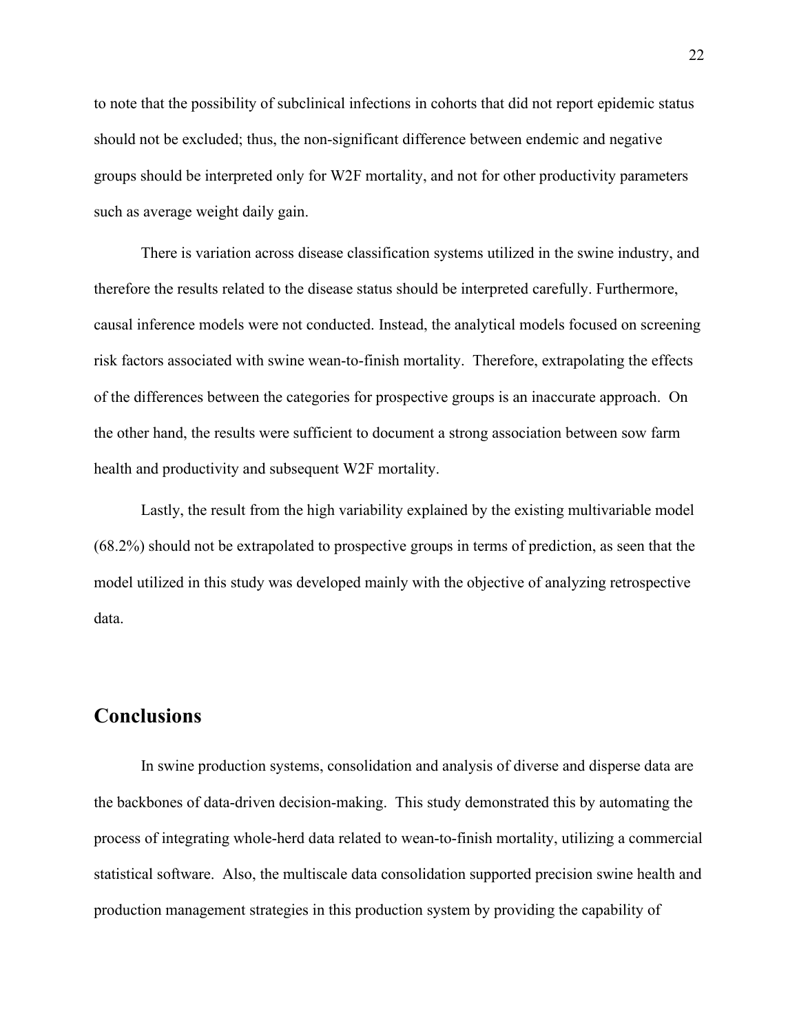to note that the possibility of subclinical infections in cohorts that did not report epidemic status should not be excluded; thus, the non-significant difference between endemic and negative groups should be interpreted only for W2F mortality, and not for other productivity parameters such as average weight daily gain.

There is variation across disease classification systems utilized in the swine industry, and therefore the results related to the disease status should be interpreted carefully. Furthermore, causal inference models were not conducted. Instead, the analytical models focused on screening risk factors associated with swine wean-to-finish mortality. Therefore, extrapolating the effects of the differences between the categories for prospective groups is an inaccurate approach. On the other hand, the results were sufficient to document a strong association between sow farm health and productivity and subsequent W2F mortality.

Lastly, the result from the high variability explained by the existing multivariable model (68.2%) should not be extrapolated to prospective groups in terms of prediction, as seen that the model utilized in this study was developed mainly with the objective of analyzing retrospective data.

## Conclusions

In swine production systems, consolidation and analysis of diverse and disperse data are the backbones of data-driven decision-making. This study demonstrated this by automating the process of integrating whole-herd data related to wean-to-finish mortality, utilizing a commercial statistical software. Also, the multiscale data consolidation supported precision swine health and production management strategies in this production system by providing the capability of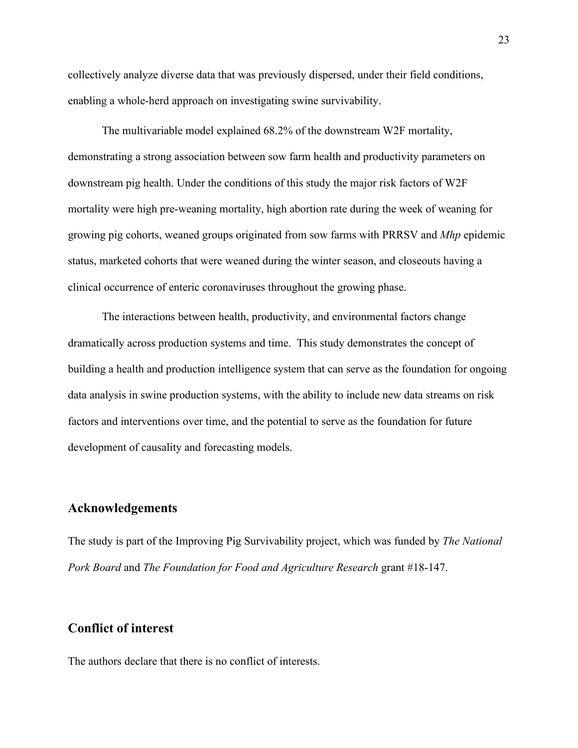collectively analyze diverse data that was previously dispersed, under their field conditions, enabling a whole-herd approach on investigating swine survivability.

The multivariable model explained 68.2% of the downstream W2F mortality, demonstrating a strong association between sow farm health and productivity parameters on downstream pig health. Under the conditions of this study the major risk factors of W2F mortality were high pre-weaning mortality, high abortion rate during the week of weaning for growing pig cohorts, weaned groups originated from sow farms with PRRSV and *Mhp* epidemic status, marketed cohorts that were weaned during the winter season, and closeouts having a clinical occurrence of enteric coronaviruses throughout the growing phase.

The interactions between health, productivity, and environmental factors change dramatically across production systems and time. This study demonstrates the concept of building a health and production intelligence system that can serve as the foundation for ongoing data analysis in swine production systems, with the ability to include new data streams on risk factors and interventions over time, and the potential to serve as the foundation for future development of causality and forecasting models.

## Acknowledgements

The study is part of the Improving Pig Survivability project, which was funded by *The National Pork Board* and *The Foundation for Food and Agriculture Research* grant #18-147.

## Conflict of interest

The authors declare that there is no conflict of interests.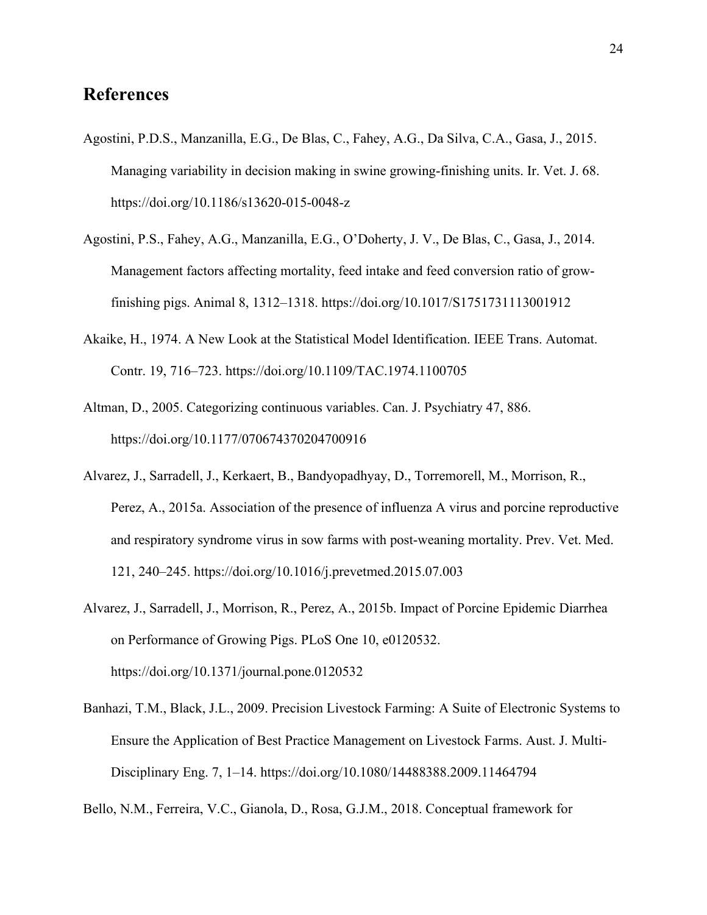## References

Agostini, P.D.S., Manzanilla, E.G., De Blas, C., Fahey, A.G., Da Silva, C.A., Gasa, J., 2015. Managing variability in decision making in swine growing-finishing units. Ir. Vet. J. 68. https://doi.org/10.1186/s13620-015-0048-z

Agostini, P.S., Fahey, A.G., Manzanilla, E.G., O'Doherty, J. V., De Blas, C., Gasa, J., 2014. Management factors affecting mortality, feed intake and feed conversion ratio of grow-finishing pigs. Animal 8, 1312–1318. https://doi.org/10.1017/S1751731113001912

Akaike, H., 1974. A New Look at the Statistical Model Identification. IEEE Trans. Automat. Contr. 19, 716–723. https://doi.org/10.1109/TAC.1974.1100705

Altman, D., 2005. Categorizing continuous variables. Can. J. Psychiatry 47, 886. https://doi.org/10.1177/070674370204700916

Alvarez, J., Sarradell, J., Kerkaert, B., Bandyopadhyay, D., Torremorell, M., Morrison, R., Perez, A., 2015a. Association of the presence of influenza A virus and porcine reproductive and respiratory syndrome virus in sow farms with post-weaning mortality. Prev. Vet. Med. 121, 240–245. https://doi.org/10.1016/j.prevetmed.2015.07.003

Alvarez, J., Sarradell, J., Morrison, R., Perez, A., 2015b. Impact of Porcine Epidemic Diarrhea on Performance of Growing Pigs. PLoS One 10, e0120532. https://doi.org/10.1371/journal.pone.0120532

Banhazi, T.M., Black, J.L., 2009. Precision Livestock Farming: A Suite of Electronic Systems to Ensure the Application of Best Practice Management on Livestock Farms. Aust. J. Multi-Disciplinary Eng. 7, 1–14. https://doi.org/10.1080/14488388.2009.11464794

Bello, N.M., Ferreira, V.C., Gianola, D., Rosa, G.J.M., 2018. Conceptual framework for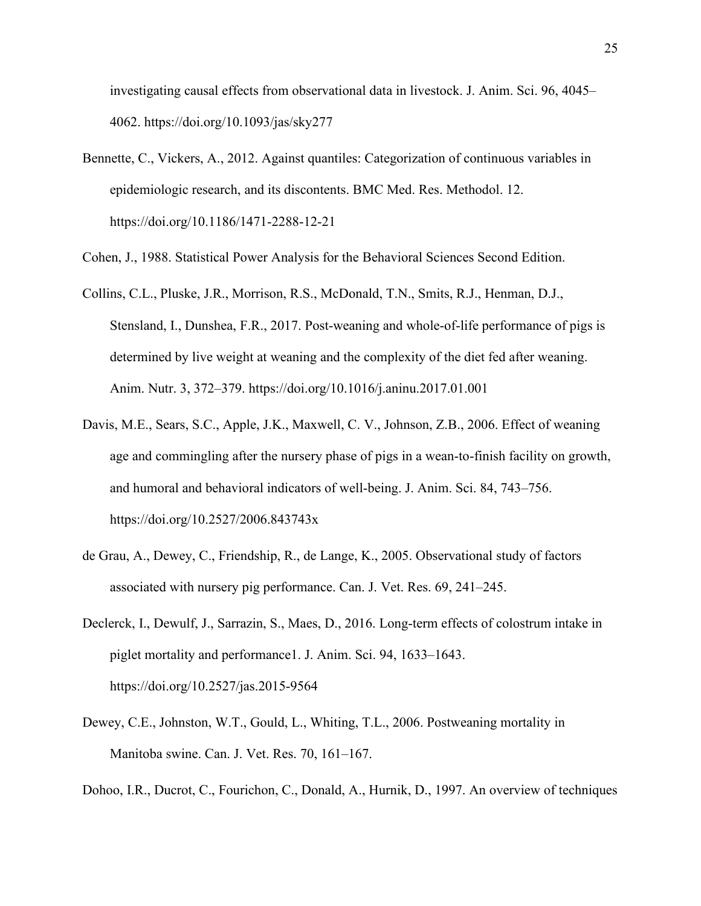investigating causal effects from observational data in livestock. J. Anim. Sci. 96, 4045–4062. https://doi.org/10.1093/jas/sky277

Bennette, C., Vickers, A., 2012. Against quantiles: Categorization of continuous variables in epidemiologic research, and its discontents. BMC Med. Res. Methodol. 12. https://doi.org/10.1186/1471-2288-12-21

Cohen, J., 1988. Statistical Power Analysis for the Behavioral Sciences Second Edition.

Collins, C.L., Pluske, J.R., Morrison, R.S., McDonald, T.N., Smits, R.J., Henman, D.J., Stensland, I., Dunshea, F.R., 2017. Post-weaning and whole-of-life performance of pigs is determined by live weight at weaning and the complexity of the diet fed after weaning. Anim. Nutr. 3, 372–379. https://doi.org/10.1016/j.aninu.2017.01.001

Davis, M.E., Sears, S.C., Apple, J.K., Maxwell, C. V., Johnson, Z.B., 2006. Effect of weaning age and commingling after the nursery phase of pigs in a wean-to-finish facility on growth, and humoral and behavioral indicators of well-being. J. Anim. Sci. 84, 743–756. https://doi.org/10.2527/2006.843743x

de Grau, A., Dewey, C., Friendship, R., de Lange, K., 2005. Observational study of factors associated with nursery pig performance. Can. J. Vet. Res. 69, 241–245.

Declerck, I., Dewulf, J., Sarrazin, S., Maes, D., 2016. Long-term effects of colostrum intake in piglet mortality and performance1. J. Anim. Sci. 94, 1633–1643. https://doi.org/10.2527/jas.2015-9564

Dewey, C.E., Johnston, W.T., Gould, L., Whiting, T.L., 2006. Postweaning mortality in Manitoba swine. Can. J. Vet. Res. 70, 161–167.

Dohoo, I.R., Ducrot, C., Fourichon, C., Donald, A., Hurnik, D., 1997. An overview of techniques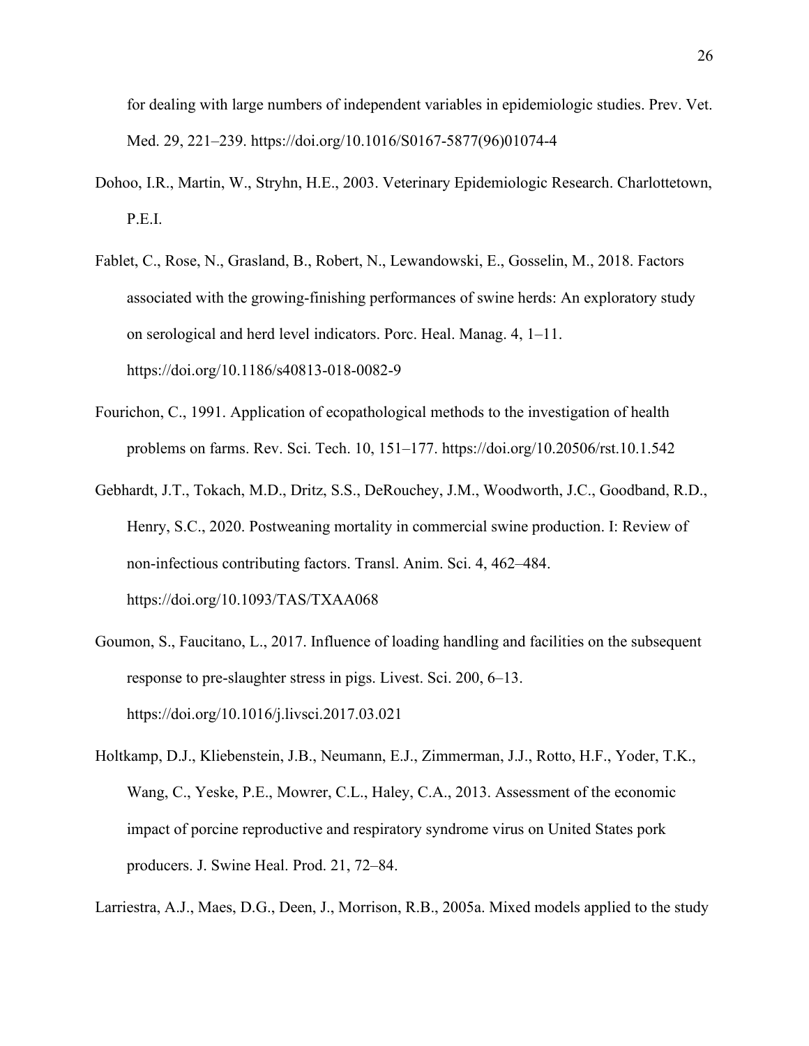for dealing with large numbers of independent variables in epidemiologic studies. Prev. Vet. Med. 29, 221–239. https://doi.org/10.1016/S0167-5877(96)01074-4

Dohoo, I.R., Martin, W., Stryhn, H.E., 2003. Veterinary Epidemiologic Research. Charlottetown, P.E.I.

Fablet, C., Rose, N., Grasland, B., Robert, N., Lewandowski, E., Gosselin, M., 2018. Factors associated with the growing-finishing performances of swine herds: An exploratory study on serological and herd level indicators. Porc. Heal. Manag. 4, 1–11. https://doi.org/10.1186/s40813-018-0082-9

Fourichon, C., 1991. Application of ecopathological methods to the investigation of health problems on farms. Rev. Sci. Tech. 10, 151–177. https://doi.org/10.20506/rst.10.1.542

Gebhardt, J.T., Tokach, M.D., Dritz, S.S., DeRouchey, J.M., Woodworth, J.C., Goodband, R.D., Henry, S.C., 2020. Postweaning mortality in commercial swine production. I: Review of non-infectious contributing factors. Transl. Anim. Sci. 4, 462–484. https://doi.org/10.1093/TAS/TXAA068

Goumon, S., Faucitano, L., 2017. Influence of loading handling and facilities on the subsequent response to pre-slaughter stress in pigs. Livest. Sci. 200, 6–13. https://doi.org/10.1016/j.livsci.2017.03.021

Holtkamp, D.J., Kliebenstein, J.B., Neumann, E.J., Zimmerman, J.J., Rotto, H.F., Yoder, T.K., Wang, C., Yeske, P.E., Mowrer, C.L., Haley, C.A., 2013. Assessment of the economic impact of porcine reproductive and respiratory syndrome virus on United States pork producers. J. Swine Heal. Prod. 21, 72–84.

Larriestra, A.J., Maes, D.G., Deen, J., Morrison, R.B., 2005a. Mixed models applied to the study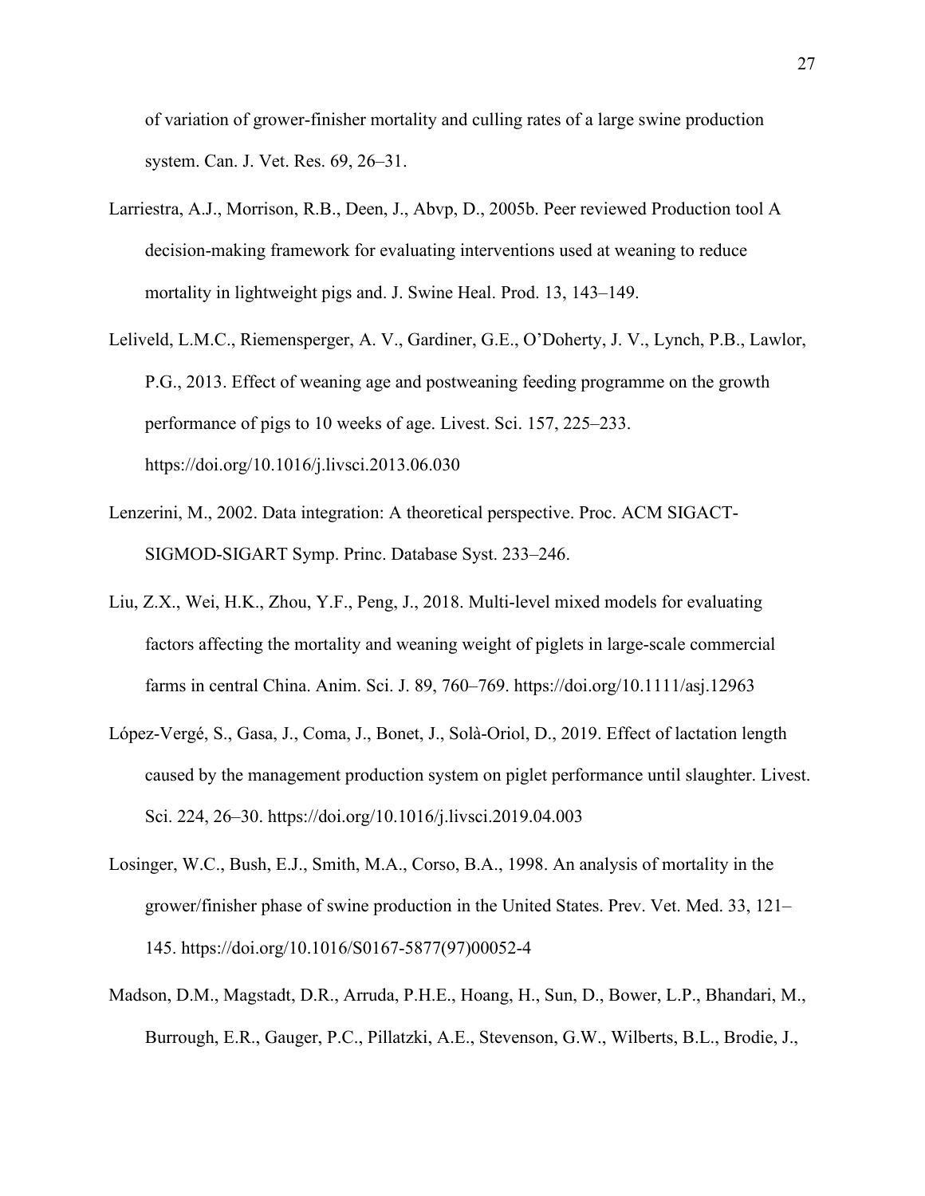of variation of grower-finisher mortality and culling rates of a large swine production system. Can. J. Vet. Res. 69, 26–31.

Larriestra, A.J., Morrison, R.B., Deen, J., Abvp, D., 2005b. Peer reviewed Production tool A decision-making framework for evaluating interventions used at weaning to reduce mortality in lightweight pigs and. J. Swine Heal. Prod. 13, 143–149.

Leliveld, L.M.C., Riemensperger, A. V., Gardiner, G.E., O'Doherty, J. V., Lynch, P.B., Lawlor, P.G., 2013. Effect of weaning age and postweaning feeding programme on the growth performance of pigs to 10 weeks of age. Livest. Sci. 157, 225–233. https://doi.org/10.1016/j.livsci.2013.06.030

Lenzerini, M., 2002. Data integration: A theoretical perspective. Proc. ACM SIGACT-SIGMOD-SIGART Symp. Princ. Database Syst. 233–246.

Liu, Z.X., Wei, H.K., Zhou, Y.F., Peng, J., 2018. Multi-level mixed models for evaluating factors affecting the mortality and weaning weight of piglets in large-scale commercial farms in central China. Anim. Sci. J. 89, 760–769. https://doi.org/10.1111/asj.12963

López-Vergé, S., Gasa, J., Coma, J., Bonet, J., Solà-Oriol, D., 2019. Effect of lactation length caused by the management production system on piglet performance until slaughter. Livest. Sci. 224, 26–30. https://doi.org/10.1016/j.livsci.2019.04.003

Losinger, W.C., Bush, E.J., Smith, M.A., Corso, B.A., 1998. An analysis of mortality in the grower/finisher phase of swine production in the United States. Prev. Vet. Med. 33, 121–145. https://doi.org/10.1016/S0167-5877(97)00052-4

Madson, D.M., Magstadt, D.R., Arruda, P.H.E., Hoang, H., Sun, D., Bower, L.P., Bhandari, M., Burrough, E.R., Gauger, P.C., Pillatzki, A.E., Stevenson, G.W., Wilberts, B.L., Brodie, J.,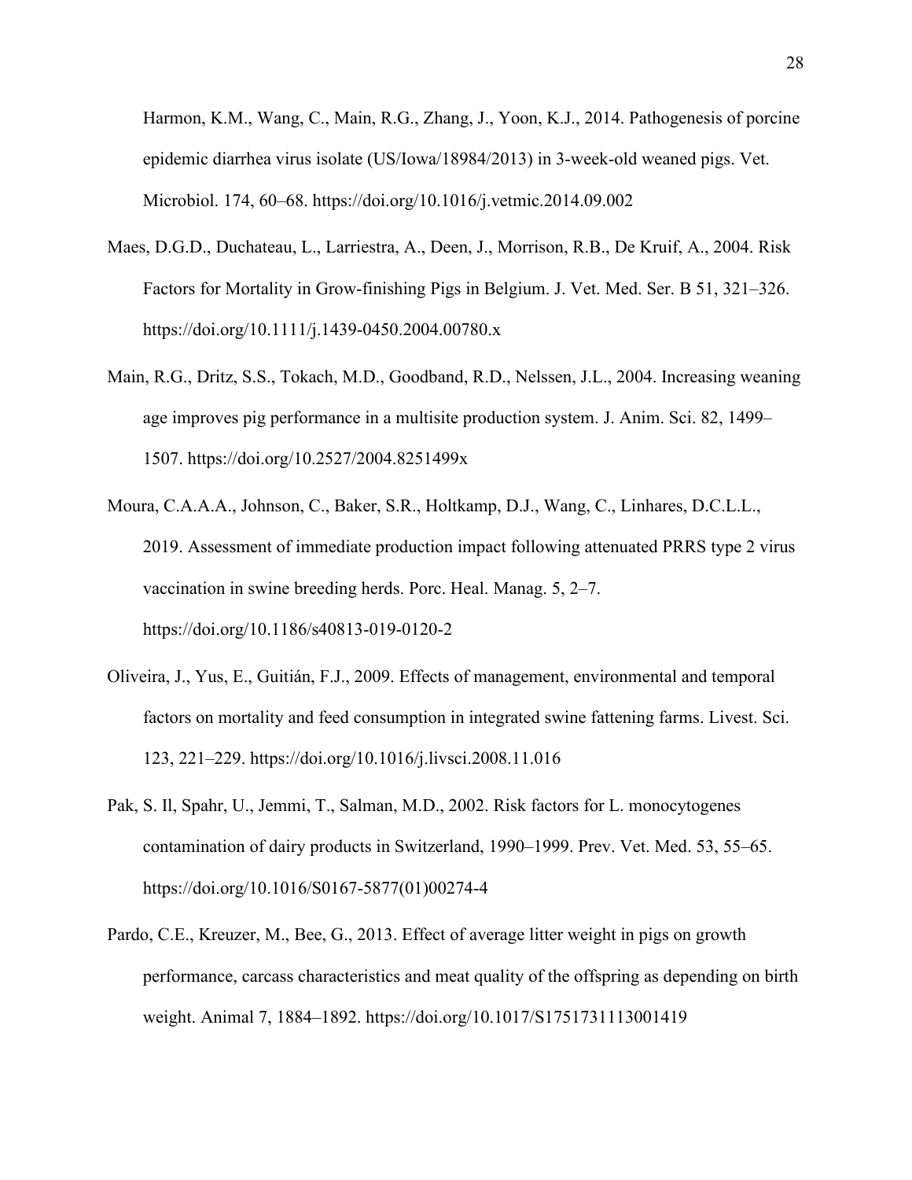Harmon, K.M., Wang, C., Main, R.G., Zhang, J., Yoon, K.J., 2014. Pathogenesis of porcine epidemic diarrhea virus isolate (US/Iowa/18984/2013) in 3-week-old weaned pigs. Vet. Microbiol. 174, 60–68. https://doi.org/10.1016/j.vetmic.2014.09.002

Maes, D.G.D., Duchateau, L., Larriestra, A., Deen, J., Morrison, R.B., De Kruif, A., 2004. Risk Factors for Mortality in Grow-finishing Pigs in Belgium. J. Vet. Med. Ser. B 51, 321–326. https://doi.org/10.1111/j.1439-0450.2004.00780.x

Main, R.G., Dritz, S.S., Tokach, M.D., Goodband, R.D., Nelssen, J.L., 2004. Increasing weaning age improves pig performance in a multisite production system. J. Anim. Sci. 82, 1499–1507. https://doi.org/10.2527/2004.8251499x

Moura, C.A.A.A., Johnson, C., Baker, S.R., Holtkamp, D.J., Wang, C., Linhares, D.C.L.L., 2019. Assessment of immediate production impact following attenuated PRRS type 2 virus vaccination in swine breeding herds. Porc. Heal. Manag. 5, 2–7. https://doi.org/10.1186/s40813-019-0120-2

Oliveira, J., Yus, E., Guitián, F.J., 2009. Effects of management, environmental and temporal factors on mortality and feed consumption in integrated swine fattening farms. Livest. Sci. 123, 221–229. https://doi.org/10.1016/j.livsci.2008.11.016

Pak, S. Il, Spahr, U., Jemmi, T., Salman, M.D., 2002. Risk factors for L. monocytogenes contamination of dairy products in Switzerland, 1990–1999. Prev. Vet. Med. 53, 55–65. https://doi.org/10.1016/S0167-5877(01)00274-4

Pardo, C.E., Kreuzer, M., Bee, G., 2013. Effect of average litter weight in pigs on growth performance, carcass characteristics and meat quality of the offspring as depending on birth weight. Animal 7, 1884–1892. https://doi.org/10.1017/S1751731113001419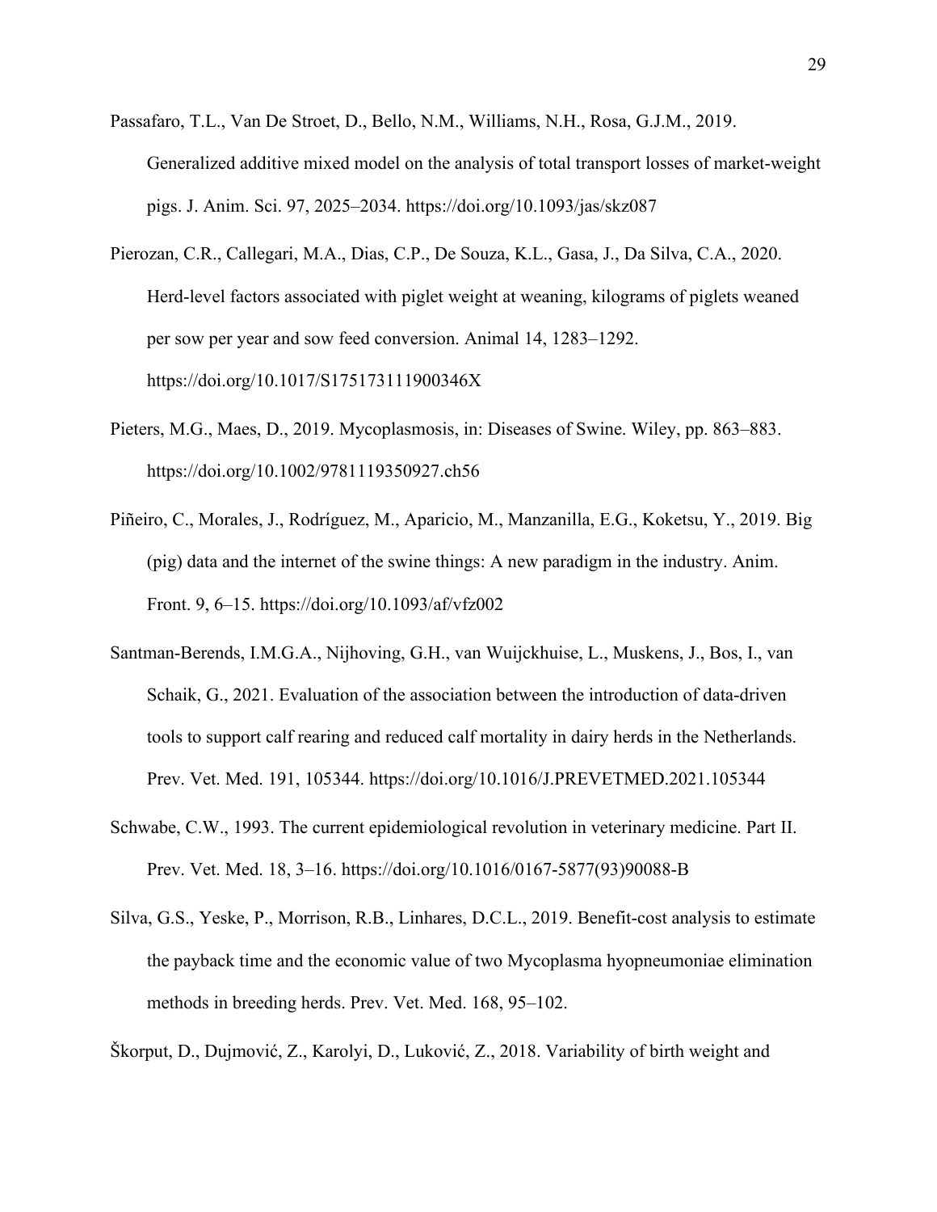Passafaro, T.L., Van De Stroet, D., Bello, N.M., Williams, N.H., Rosa, G.J.M., 2019. Generalized additive mixed model on the analysis of total transport losses of market-weight pigs. J. Anim. Sci. 97, 2025–2034. https://doi.org/10.1093/jas/skz087

Pierozan, C.R., Callegari, M.A., Dias, C.P., De Souza, K.L., Gasa, J., Da Silva, C.A., 2020. Herd-level factors associated with piglet weight at weaning, kilograms of piglets weaned per sow per year and sow feed conversion. Animal 14, 1283–1292. https://doi.org/10.1017/S175173111900346X

Pieters, M.G., Maes, D., 2019. Mycoplasmosis, in: Diseases of Swine. Wiley, pp. 863–883. https://doi.org/10.1002/9781119350927.ch56

Piñeiro, C., Morales, J., Rodríguez, M., Aparicio, M., Manzanilla, E.G., Koketsu, Y., 2019. Big (pig) data and the internet of the swine things: A new paradigm in the industry. Anim. Front. 9, 6–15. https://doi.org/10.1093/af/vfz002

Santman-Berends, I.M.G.A., Nijhoving, G.H., van Wuijckhuise, L., Muskens, J., Bos, I., van Schaik, G., 2021. Evaluation of the association between the introduction of data-driven tools to support calf rearing and reduced calf mortality in dairy herds in the Netherlands. Prev. Vet. Med. 191, 105344. https://doi.org/10.1016/J.PREVETMED.2021.105344

Schwabe, C.W., 1993. The current epidemiological revolution in veterinary medicine. Part II. Prev. Vet. Med. 18, 3–16. https://doi.org/10.1016/0167-5877(93)90088-B

Silva, G.S., Yeske, P., Morrison, R.B., Linhares, D.C.L., 2019. Benefit-cost analysis to estimate the payback time and the economic value of two Mycoplasma hyopneumoniae elimination methods in breeding herds. Prev. Vet. Med. 168, 95–102.

Škorput, D., Dujmović, Z., Karolyi, D., Luković, Z., 2018. Variability of birth weight and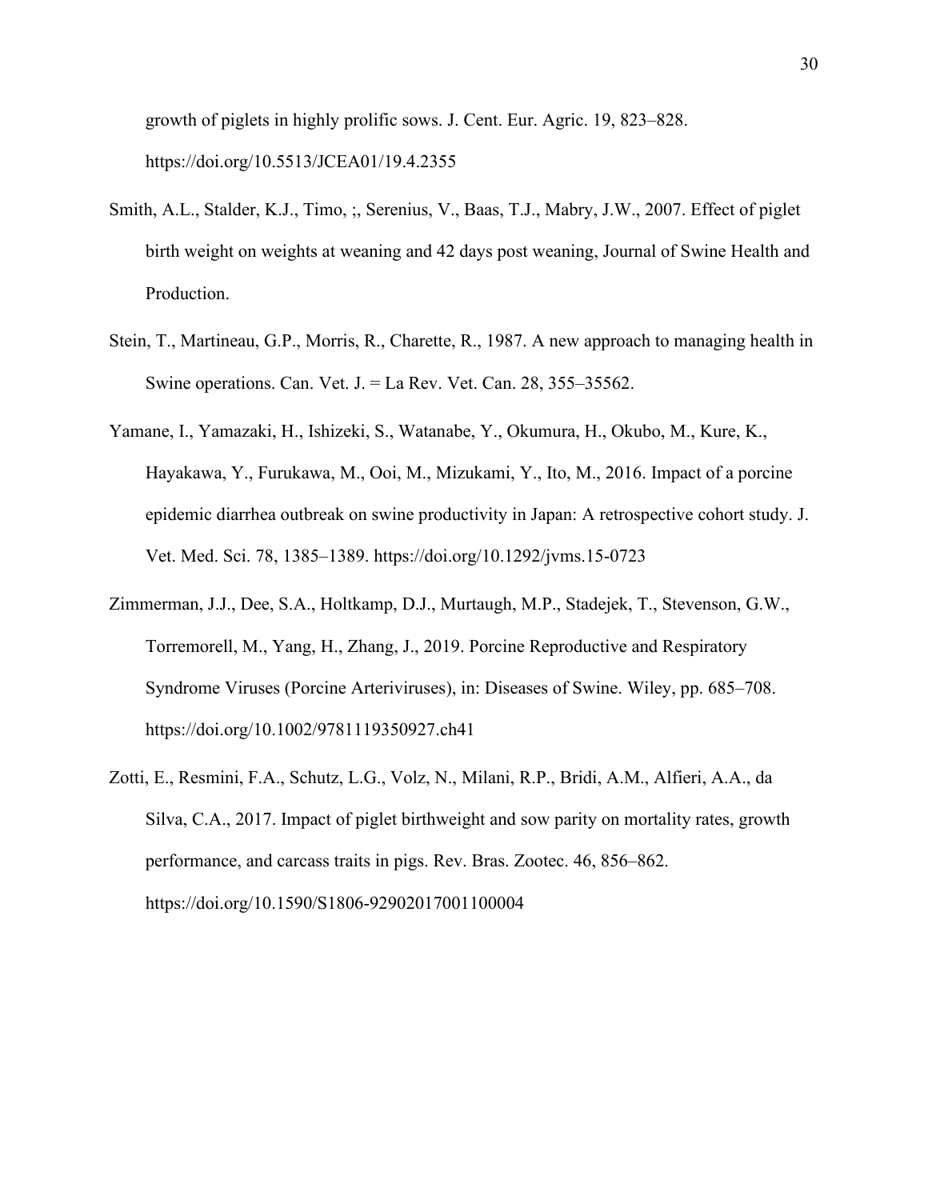growth of piglets in highly prolific sows. J. Cent. Eur. Agric. 19, 823–828. https://doi.org/10.5513/JCEA01/19.4.2355

Smith, A.L., Stalder, K.J., Timo, ;, Serenius, V., Baas, T.J., Mabry, J.W., 2007. Effect of piglet birth weight on weights at weaning and 42 days post weaning, Journal of Swine Health and Production.

Stein, T., Martineau, G.P., Morris, R., Charette, R., 1987. A new approach to managing health in Swine operations. Can. Vet. J. = La Rev. Vet. Can. 28, 355–35562.

Yamane, I., Yamazaki, H., Ishizeki, S., Watanabe, Y., Okumura, H., Okubo, M., Kure, K., Hayakawa, Y., Furukawa, M., Ooi, M., Mizukami, Y., Ito, M., 2016. Impact of a porcine epidemic diarrhea outbreak on swine productivity in Japan: A retrospective cohort study. J. Vet. Med. Sci. 78, 1385–1389. https://doi.org/10.1292/jvms.15-0723

Zimmerman, J.J., Dee, S.A., Holtkamp, D.J., Murtaugh, M.P., Stadejek, T., Stevenson, G.W., Torremorell, M., Yang, H., Zhang, J., 2019. Porcine Reproductive and Respiratory Syndrome Viruses (Porcine Arteriviruses), in: Diseases of Swine. Wiley, pp. 685–708. https://doi.org/10.1002/9781119350927.ch41

Zotti, E., Resmini, F.A., Schutz, L.G., Volz, N., Milani, R.P., Bridi, A.M., Alfieri, A.A., da Silva, C.A., 2017. Impact of piglet birthweight and sow parity on mortality rates, growth performance, and carcass traits in pigs. Rev. Bras. Zootec. 46, 856–862. https://doi.org/10.1590/S1806-92902017001100004